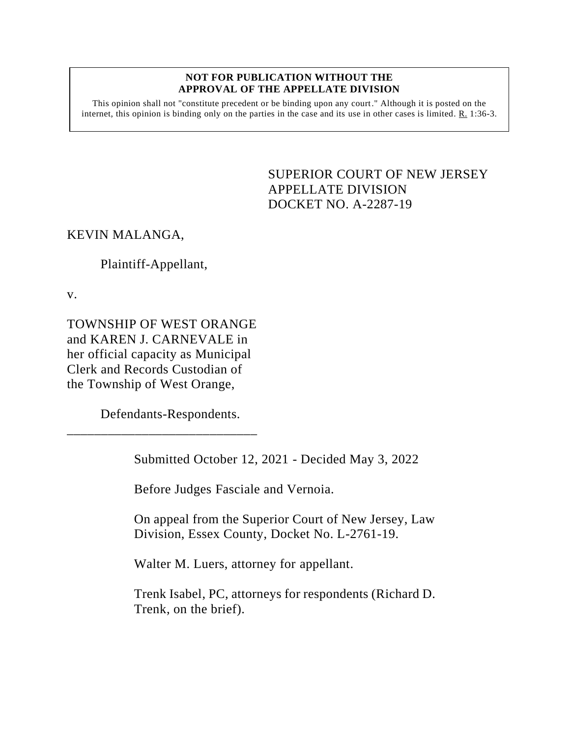**NOT FOR PUBLICATION WITHOUT THE APPROVAL OF THE APPELLATE DIVISION**

This opinion shall not "constitute precedent or be binding upon any court." Although it is posted on the internet, this opinion is binding only on the parties in the case and its use in other cases is limited. R. 1:36-3.

SUPERIOR COURT OF NEW JERSEY
APPELLATE DIVISION
DOCKET NO. A-2287-19

KEVIN MALANGA,

Plaintiff-Appellant,

v.

TOWNSHIP OF WEST ORANGE and KAREN J. CARNEVALE in her official capacity as Municipal Clerk and Records Custodian of the Township of West Orange,

Defendants-Respondents.

\_\_\_\_\_\_\_\_\_\_\_\_\_\_\_\_\_\_\_\_\_\_\_\_\_\_\_\_\_

Submitted October 12, 2021 - Decided May 3, 2022

Before Judges Fasciale and Vernoia.

On appeal from the Superior Court of New Jersey, Law Division, Essex County, Docket No. L-2761-19.

Walter M. Luers, attorney for appellant.

Trenk Isabel, PC, attorneys for respondents (Richard D. Trenk, on the brief).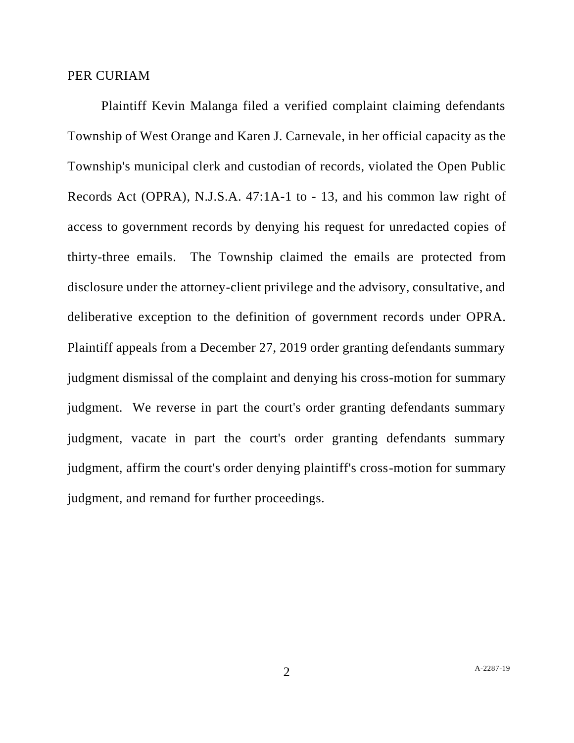PER CURIAM

Plaintiff Kevin Malanga filed a verified complaint claiming defendants Township of West Orange and Karen J. Carnevale, in her official capacity as the Township's municipal clerk and custodian of records, violated the Open Public Records Act (OPRA), N.J.S.A. 47:1A-1 to - 13, and his common law right of access to government records by denying his request for unredacted copies of thirty-three emails. The Township claimed the emails are protected from disclosure under the attorney-client privilege and the advisory, consultative, and deliberative exception to the definition of government records under OPRA. Plaintiff appeals from a December 27, 2019 order granting defendants summary judgment dismissal of the complaint and denying his cross-motion for summary judgment. We reverse in part the court's order granting defendants summary judgment, vacate in part the court's order granting defendants summary judgment, affirm the court's order denying plaintiff's cross-motion for summary judgment, and remand for further proceedings.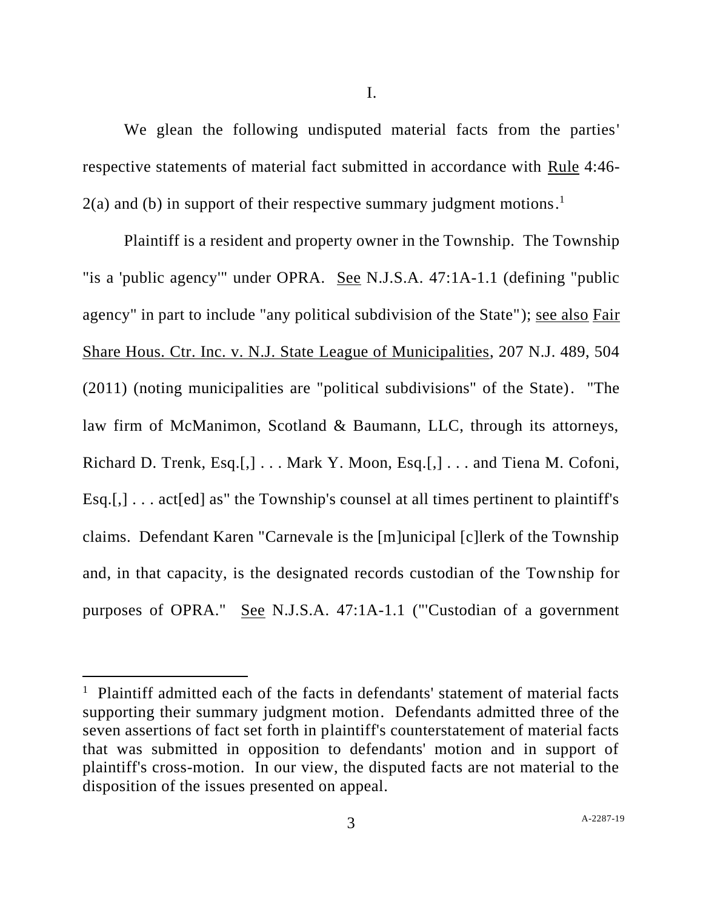I.

We glean the following undisputed material facts from the parties' respective statements of material fact submitted in accordance with Rule 4:46-2(a) and (b) in support of their respective summary judgment motions.[1]

Plaintiff is a resident and property owner in the Township. The Township "is a 'public agency'" under OPRA. See N.J.S.A. 47:1A-1.1 (defining "public agency" in part to include "any political subdivision of the State"); see also Fair Share Hous. Ctr. Inc. v. N.J. State League of Municipalities, 207 N.J. 489, 504 (2011) (noting municipalities are "political subdivisions" of the State). "The law firm of McManimon, Scotland & Baumann, LLC, through its attorneys, Richard D. Trenk, Esq.[,] . . . Mark Y. Moon, Esq.[,] . . . and Tiena M. Cofoni, Esq.[,] . . . act[ed] as" the Township's counsel at all times pertinent to plaintiff's claims. Defendant Karen "Carnevale is the [m]unicipal [c]lerk of the Township and, in that capacity, is the designated records custodian of the Township for purposes of OPRA." See N.J.S.A. 47:1A-1.1 ("'Custodian of a government

[1] Plaintiff admitted each of the facts in defendants' statement of material facts supporting their summary judgment motion. Defendants admitted three of the seven assertions of fact set forth in plaintiff's counterstatement of material facts that was submitted in opposition to defendants' motion and in support of plaintiff's cross-motion. In our view, the disputed facts are not material to the disposition of the issues presented on appeal.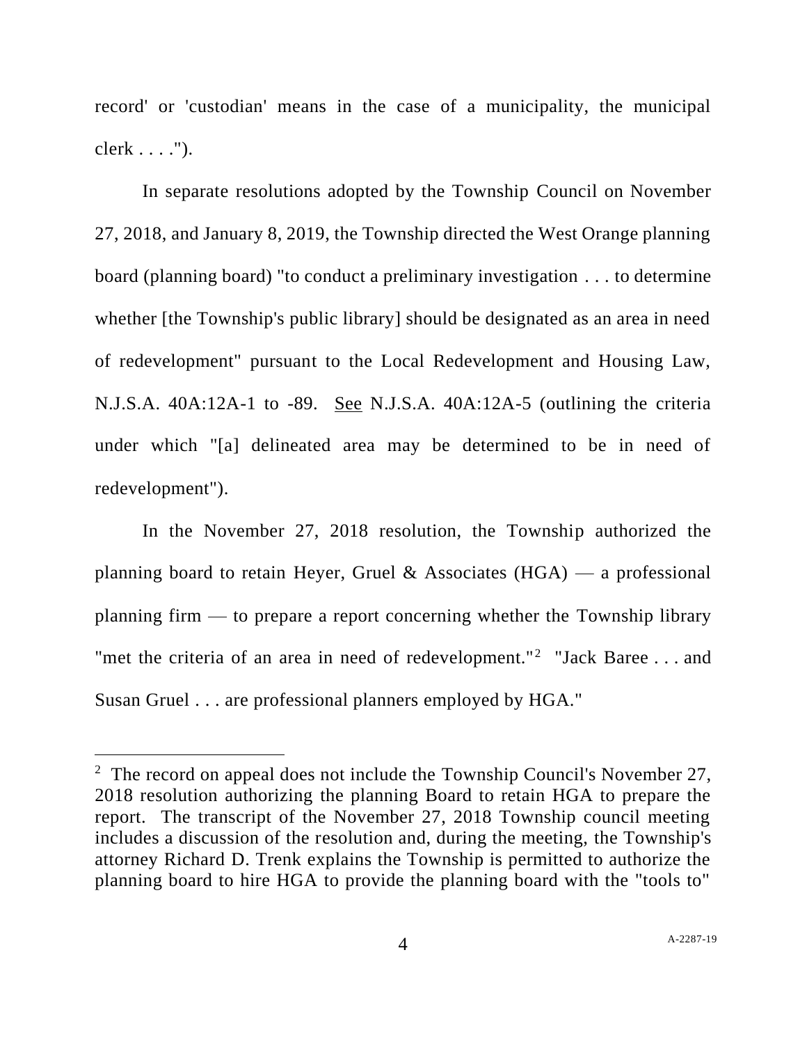record' or 'custodian' means in the case of a municipality, the municipal clerk . . . .").

In separate resolutions adopted by the Township Council on November 27, 2018, and January 8, 2019, the Township directed the West Orange planning board (planning board) "to conduct a preliminary investigation . . . to determine whether [the Township's public library] should be designated as an area in need of redevelopment" pursuant to the Local Redevelopment and Housing Law, N.J.S.A. 40A:12A-1 to -89. See N.J.S.A. 40A:12A-5 (outlining the criteria under which "[a] delineated area may be determined to be in need of redevelopment").

In the November 27, 2018 resolution, the Township authorized the planning board to retain Heyer, Gruel & Associates (HGA) — a professional planning firm — to prepare a report concerning whether the Township library "met the criteria of an area in need of redevelopment."[2] "Jack Baree . . . and Susan Gruel . . . are professional planners employed by HGA."

---

[2] The record on appeal does not include the Township Council's November 27, 2018 resolution authorizing the planning Board to retain HGA to prepare the report. The transcript of the November 27, 2018 Township council meeting includes a discussion of the resolution and, during the meeting, the Township's attorney Richard D. Trenk explains the Township is permitted to authorize the planning board to hire HGA to provide the planning board with the "tools to"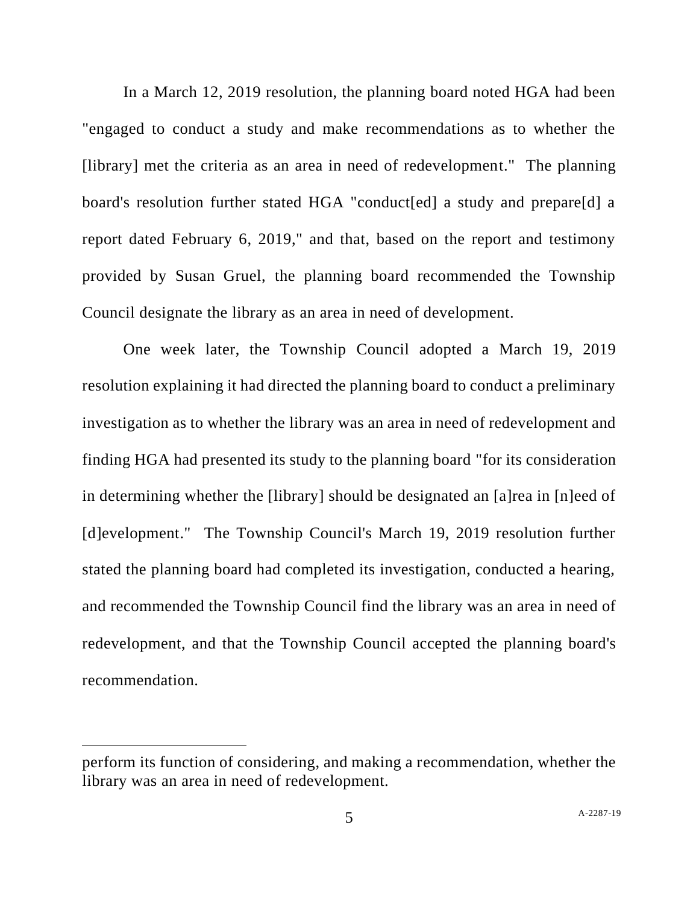In a March 12, 2019 resolution, the planning board noted HGA had been "engaged to conduct a study and make recommendations as to whether the [library] met the criteria as an area in need of redevelopment." The planning board's resolution further stated HGA "conduct[ed] a study and prepare[d] a report dated February 6, 2019," and that, based on the report and testimony provided by Susan Gruel, the planning board recommended the Township Council designate the library as an area in need of development.

One week later, the Township Council adopted a March 19, 2019 resolution explaining it had directed the planning board to conduct a preliminary investigation as to whether the library was an area in need of redevelopment and finding HGA had presented its study to the planning board "for its consideration in determining whether the [library] should be designated an [a]rea in [n]eed of [d]evelopment." The Township Council's March 19, 2019 resolution further stated the planning board had completed its investigation, conducted a hearing, and recommended the Township Council find the library was an area in need of redevelopment, and that the Township Council accepted the planning board's recommendation.

---

perform its function of considering, and making a recommendation, whether the library was an area in need of redevelopment.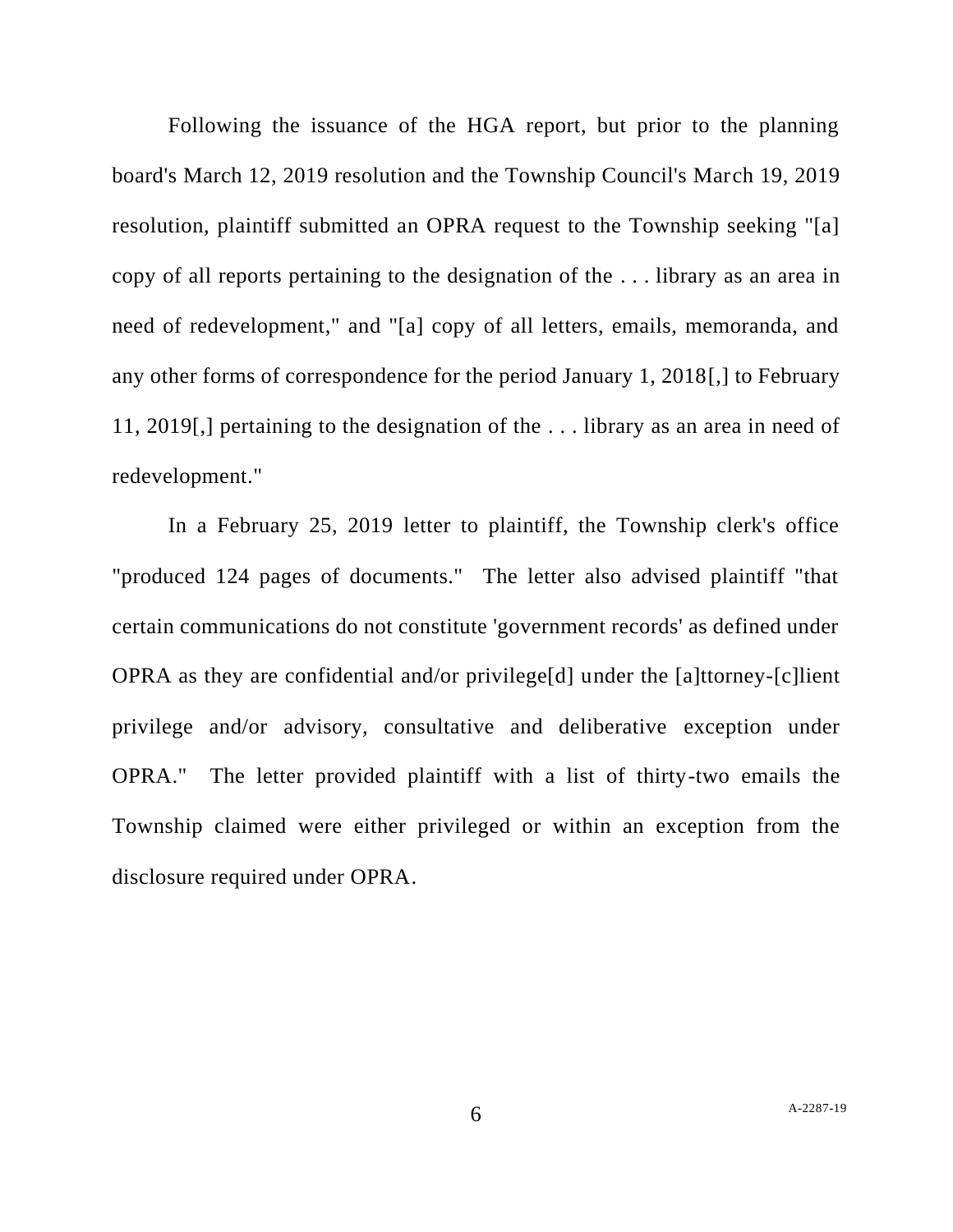Following the issuance of the HGA report, but prior to the planning board's March 12, 2019 resolution and the Township Council's March 19, 2019 resolution, plaintiff submitted an OPRA request to the Township seeking "[a] copy of all reports pertaining to the designation of the . . . library as an area in need of redevelopment," and "[a] copy of all letters, emails, memoranda, and any other forms of correspondence for the period January 1, 2018[,] to February 11, 2019[,] pertaining to the designation of the . . . library as an area in need of redevelopment."

In a February 25, 2019 letter to plaintiff, the Township clerk's office "produced 124 pages of documents." The letter also advised plaintiff "that certain communications do not constitute 'government records' as defined under OPRA as they are confidential and/or privilege[d] under the [a]ttorney-[c]lient privilege and/or advisory, consultative and deliberative exception under OPRA." The letter provided plaintiff with a list of thirty-two emails the Township claimed were either privileged or within an exception from the disclosure required under OPRA.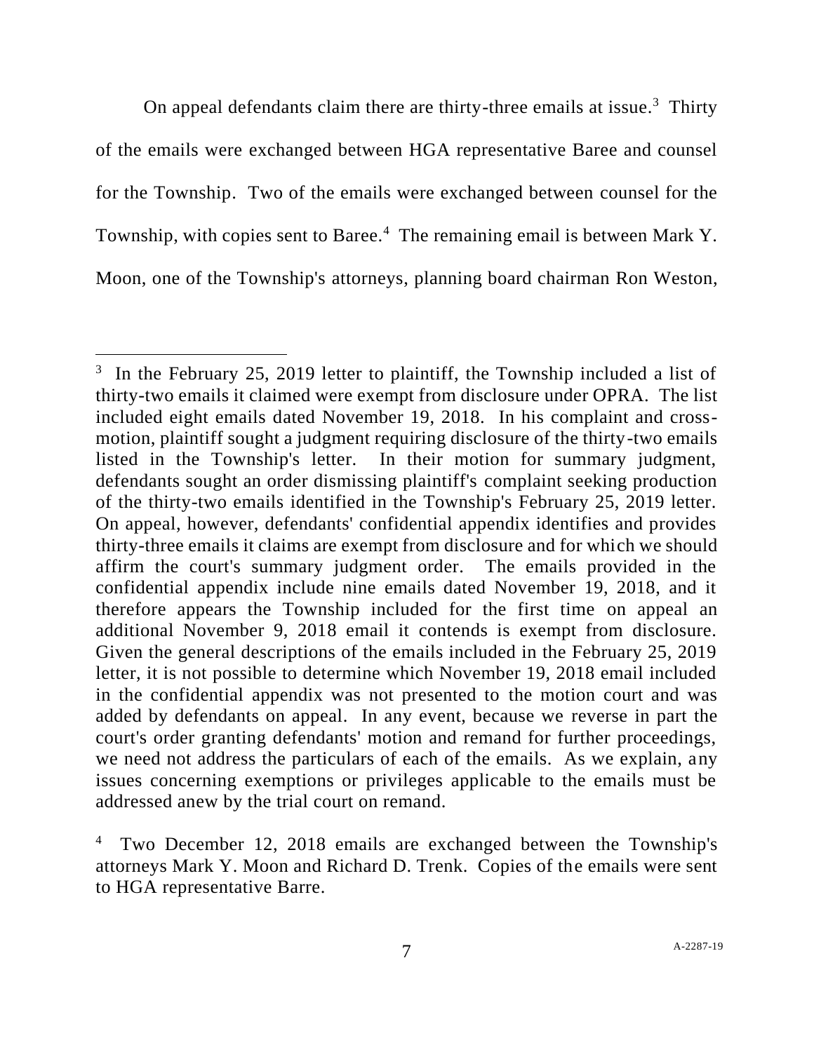On appeal defendants claim there are thirty-three emails at issue.[3] Thirty of the emails were exchanged between HGA representative Baree and counsel for the Township. Two of the emails were exchanged between counsel for the Township, with copies sent to Baree.[4] The remaining email is between Mark Y. Moon, one of the Township's attorneys, planning board chairman Ron Weston,

---

[3] In the February 25, 2019 letter to plaintiff, the Township included a list of thirty-two emails it claimed were exempt from disclosure under OPRA. The list included eight emails dated November 19, 2018. In his complaint and cross-motion, plaintiff sought a judgment requiring disclosure of the thirty-two emails listed in the Township's letter. In their motion for summary judgment, defendants sought an order dismissing plaintiff's complaint seeking production of the thirty-two emails identified in the Township's February 25, 2019 letter. On appeal, however, defendants' confidential appendix identifies and provides thirty-three emails it claims are exempt from disclosure and for which we should affirm the court's summary judgment order. The emails provided in the confidential appendix include nine emails dated November 19, 2018, and it therefore appears the Township included for the first time on appeal an additional November 9, 2018 email it contends is exempt from disclosure. Given the general descriptions of the emails included in the February 25, 2019 letter, it is not possible to determine which November 19, 2018 email included in the confidential appendix was not presented to the motion court and was added by defendants on appeal. In any event, because we reverse in part the court's order granting defendants' motion and remand for further proceedings, we need not address the particulars of each of the emails. As we explain, any issues concerning exemptions or privileges applicable to the emails must be addressed anew by the trial court on remand.

[4] Two December 12, 2018 emails are exchanged between the Township's attorneys Mark Y. Moon and Richard D. Trenk. Copies of the emails were sent to HGA representative Barre.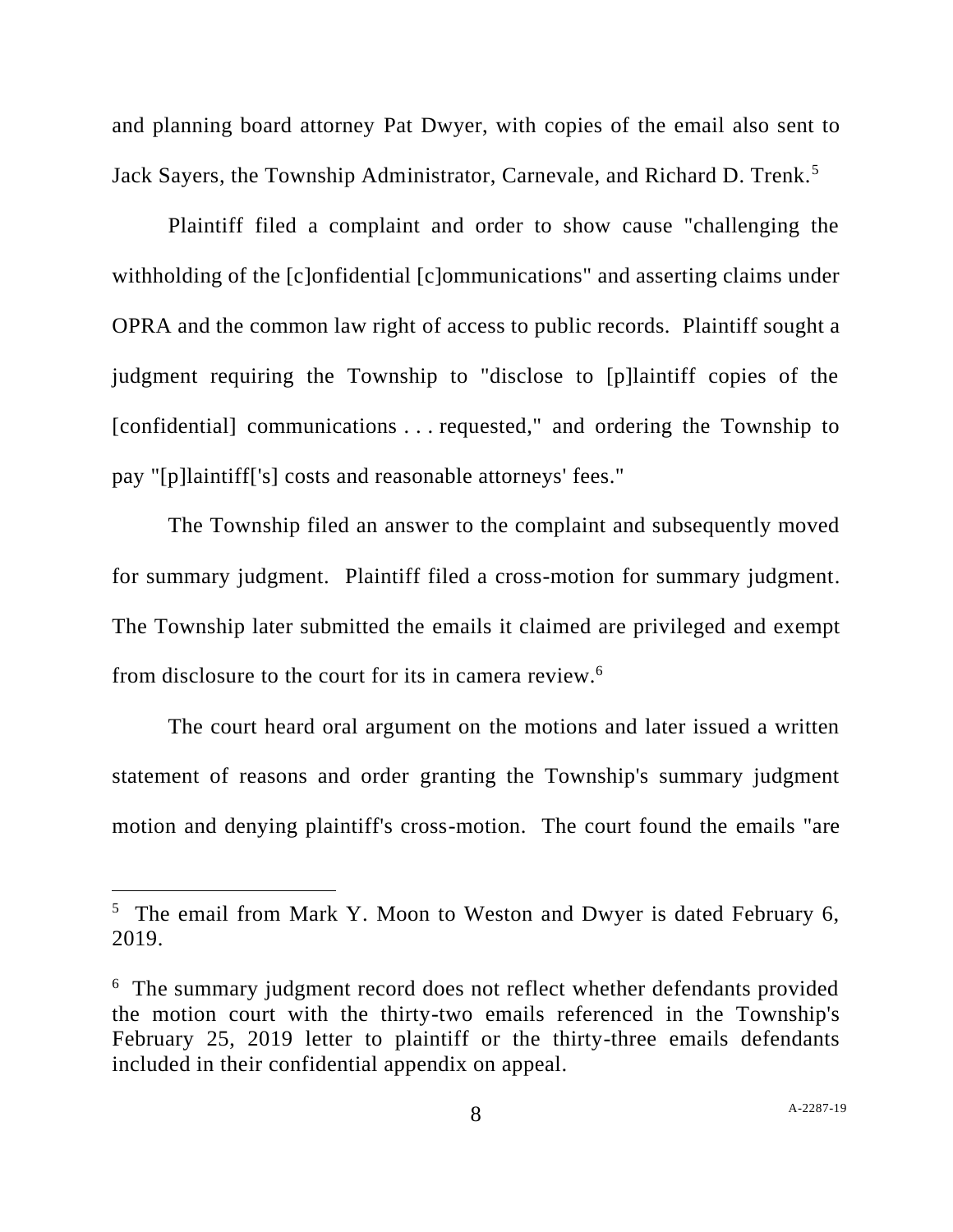and planning board attorney Pat Dwyer, with copies of the email also sent to Jack Sayers, the Township Administrator, Carnevale, and Richard D. Trenk.[5]

Plaintiff filed a complaint and order to show cause "challenging the withholding of the [c]onfidential [c]ommunications" and asserting claims under OPRA and the common law right of access to public records. Plaintiff sought a judgment requiring the Township to "disclose to [p]laintiff copies of the [confidential] communications . . . requested," and ordering the Township to pay "[p]laintiff['s] costs and reasonable attorneys' fees."

The Township filed an answer to the complaint and subsequently moved for summary judgment. Plaintiff filed a cross-motion for summary judgment. The Township later submitted the emails it claimed are privileged and exempt from disclosure to the court for its in camera review.[6]

The court heard oral argument on the motions and later issued a written statement of reasons and order granting the Township's summary judgment motion and denying plaintiff's cross-motion. The court found the emails "are

---

[5] The email from Mark Y. Moon to Weston and Dwyer is dated February 6, 2019.

[6] The summary judgment record does not reflect whether defendants provided the motion court with the thirty-two emails referenced in the Township's February 25, 2019 letter to plaintiff or the thirty-three emails defendants included in their confidential appendix on appeal.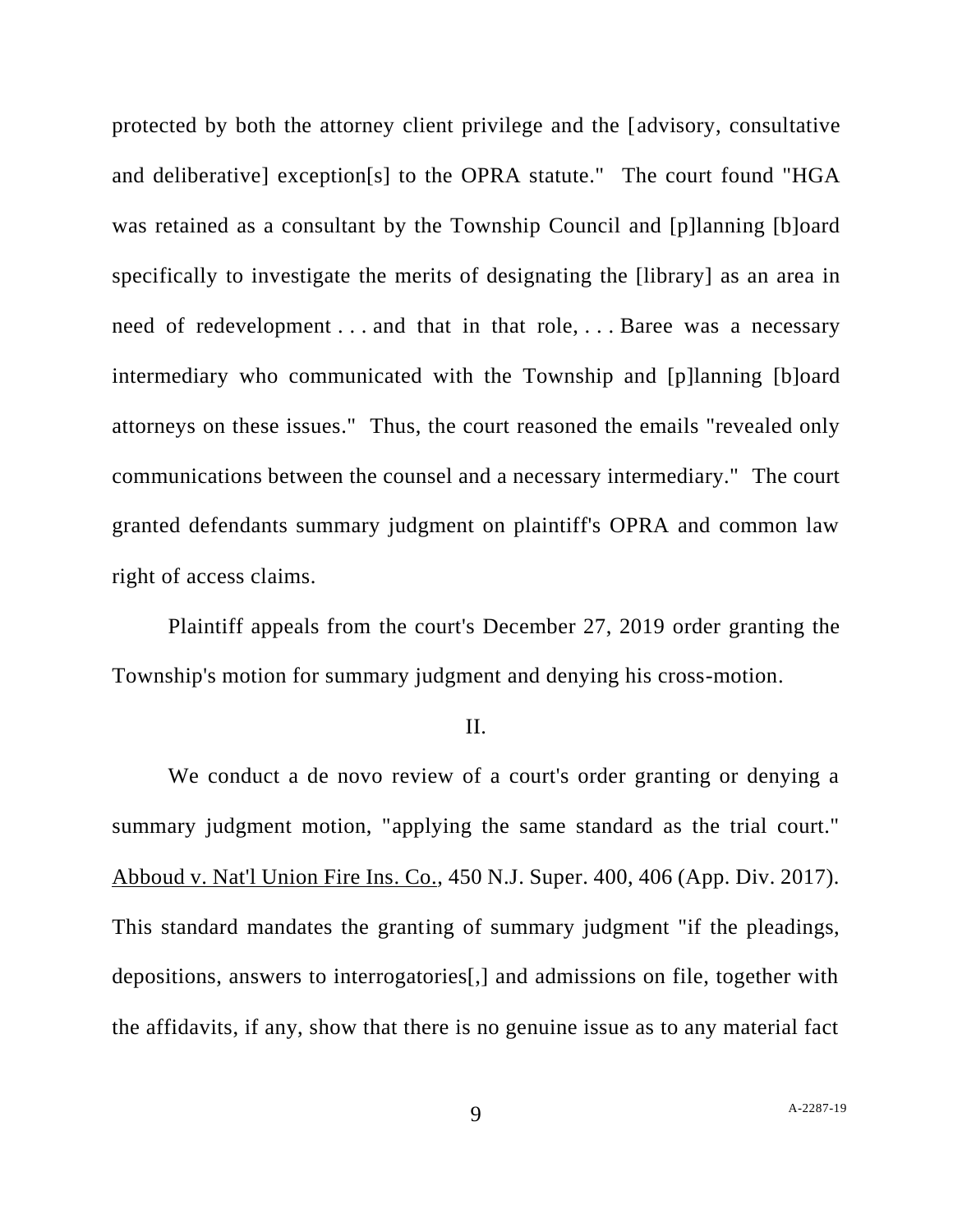protected by both the attorney client privilege and the [advisory, consultative and deliberative] exception[s] to the OPRA statute." The court found "HGA was retained as a consultant by the Township Council and [p]lanning [b]oard specifically to investigate the merits of designating the [library] as an area in need of redevelopment . . . and that in that role, . . . Baree was a necessary intermediary who communicated with the Township and [p]lanning [b]oard attorneys on these issues." Thus, the court reasoned the emails "revealed only communications between the counsel and a necessary intermediary." The court granted defendants summary judgment on plaintiff's OPRA and common law right of access claims.

Plaintiff appeals from the court's December 27, 2019 order granting the Township's motion for summary judgment and denying his cross-motion.

II.

We conduct a de novo review of a court's order granting or denying a summary judgment motion, "applying the same standard as the trial court." Abboud v. Nat'l Union Fire Ins. Co., 450 N.J. Super. 400, 406 (App. Div. 2017). This standard mandates the granting of summary judgment "if the pleadings, depositions, answers to interrogatories[,] and admissions on file, together with the affidavits, if any, show that there is no genuine issue as to any material fact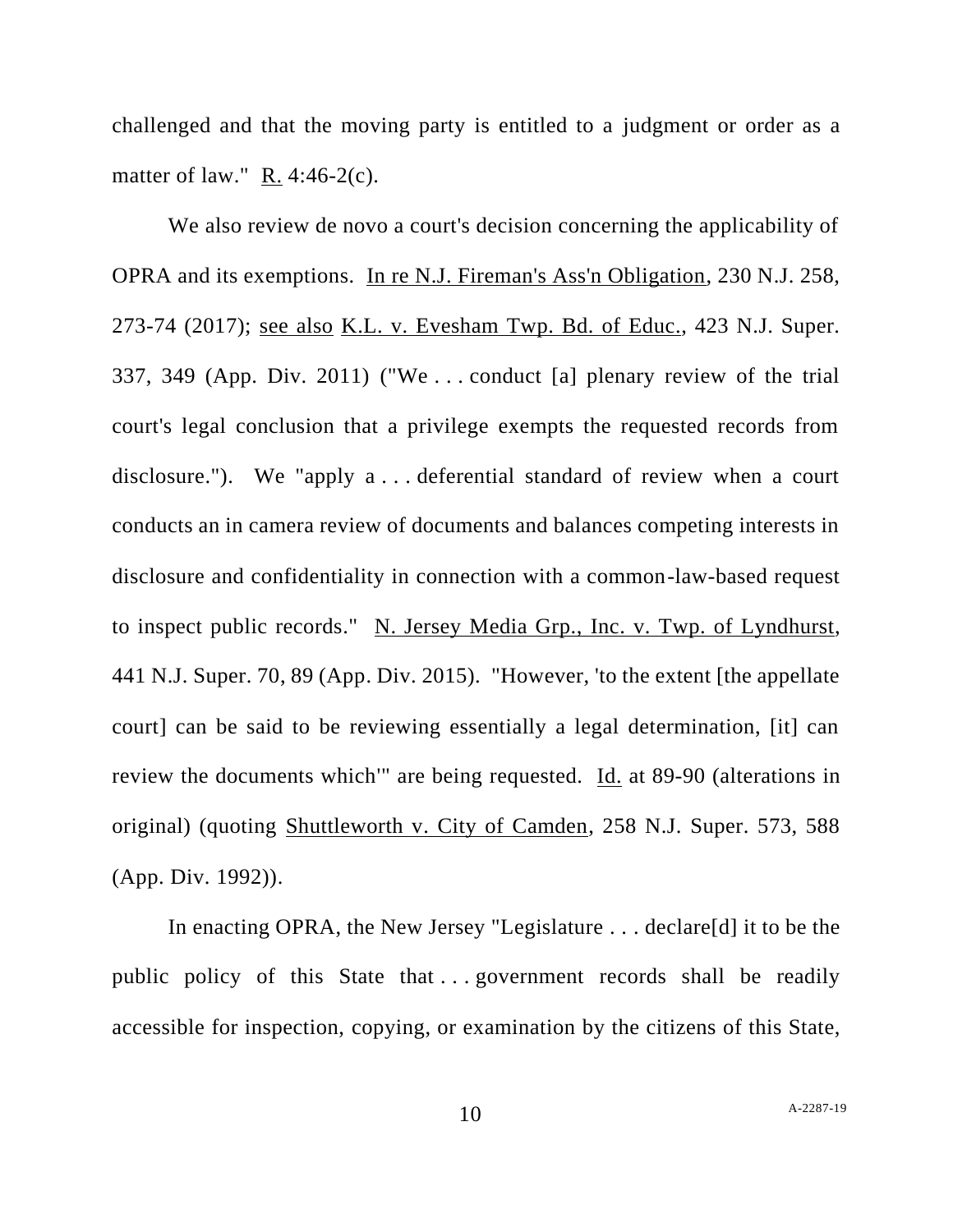challenged and that the moving party is entitled to a judgment or order as a matter of law." R. 4:46-2(c).

We also review de novo a court's decision concerning the applicability of OPRA and its exemptions. In re N.J. Fireman's Ass'n Obligation, 230 N.J. 258, 273-74 (2017); see also K.L. v. Evesham Twp. Bd. of Educ., 423 N.J. Super. 337, 349 (App. Div. 2011) ("We . . . conduct [a] plenary review of the trial court's legal conclusion that a privilege exempts the requested records from disclosure."). We "apply a . . . deferential standard of review when a court conducts an in camera review of documents and balances competing interests in disclosure and confidentiality in connection with a common-law-based request to inspect public records." N. Jersey Media Grp., Inc. v. Twp. of Lyndhurst, 441 N.J. Super. 70, 89 (App. Div. 2015). "However, 'to the extent [the appellate court] can be said to be reviewing essentially a legal determination, [it] can review the documents which'" are being requested. Id. at 89-90 (alterations in original) (quoting Shuttleworth v. City of Camden, 258 N.J. Super. 573, 588 (App. Div. 1992)).

In enacting OPRA, the New Jersey "Legislature . . . declare[d] it to be the public policy of this State that . . . government records shall be readily accessible for inspection, copying, or examination by the citizens of this State,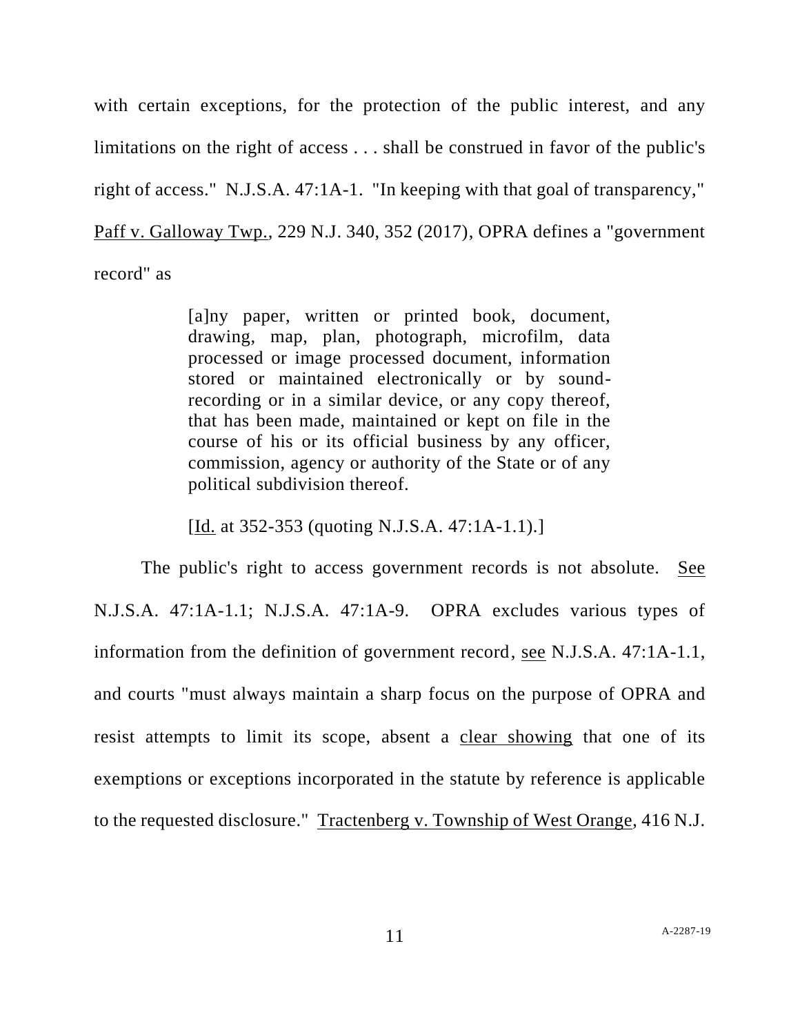with certain exceptions, for the protection of the public interest, and any limitations on the right of access . . . shall be construed in favor of the public's right of access." N.J.S.A. 47:1A-1. "In keeping with that goal of transparency," Paff v. Galloway Twp., 229 N.J. 340, 352 (2017), OPRA defines a "government record" as

> [a]ny paper, written or printed book, document, drawing, map, plan, photograph, microfilm, data processed or image processed document, information stored or maintained electronically or by sound-recording or in a similar device, or any copy thereof, that has been made, maintained or kept on file in the course of his or its official business by any officer, commission, agency or authority of the State or of any political subdivision thereof.
>
> [Id. at 352-353 (quoting N.J.S.A. 47:1A-1.1).]

The public's right to access government records is not absolute. See N.J.S.A. 47:1A-1.1; N.J.S.A. 47:1A-9. OPRA excludes various types of information from the definition of government record, see N.J.S.A. 47:1A-1.1, and courts "must always maintain a sharp focus on the purpose of OPRA and resist attempts to limit its scope, absent a clear showing that one of its exemptions or exceptions incorporated in the statute by reference is applicable to the requested disclosure." Tractenberg v. Township of West Orange, 416 N.J.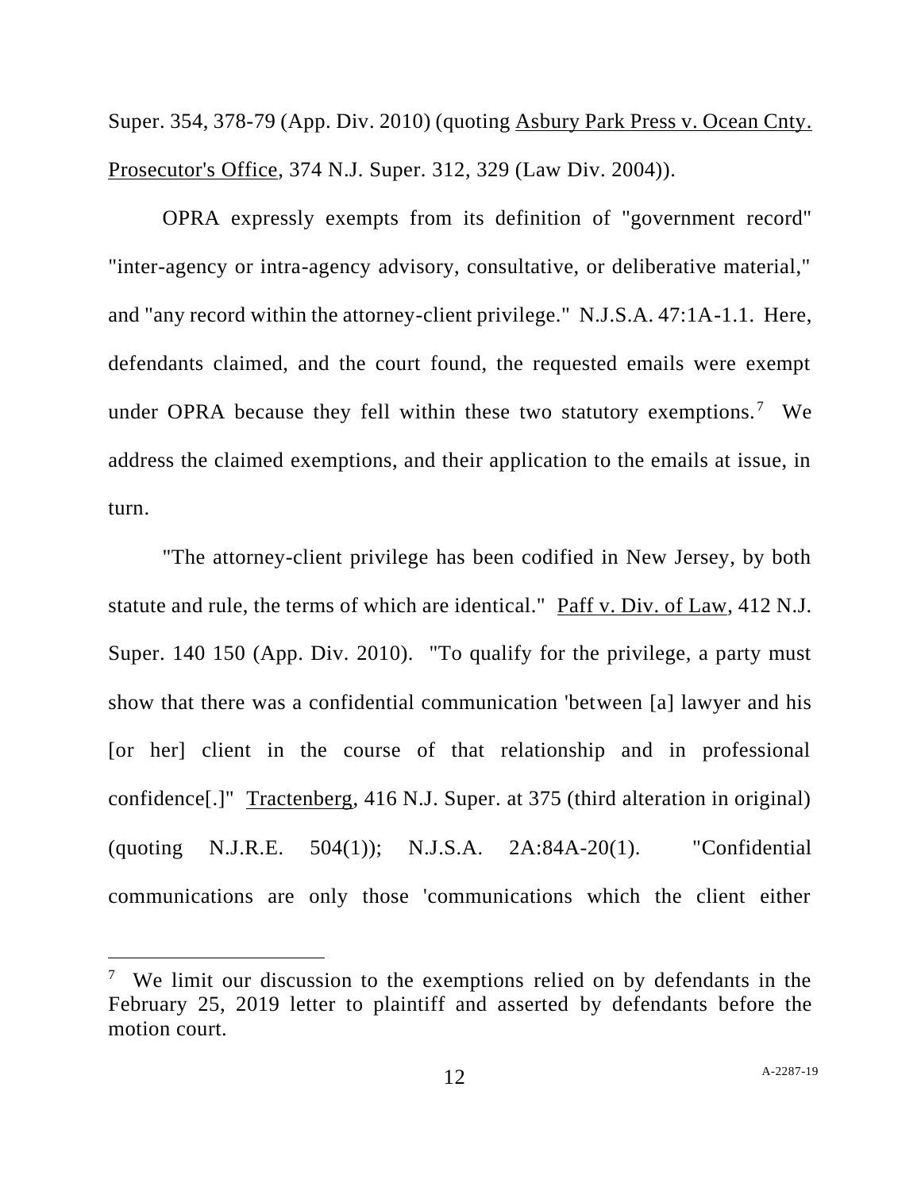Super. 354, 378-79 (App. Div. 2010) (quoting Asbury Park Press v. Ocean Cnty. Prosecutor's Office, 374 N.J. Super. 312, 329 (Law Div. 2004)).

OPRA expressly exempts from its definition of "government record" "inter-agency or intra-agency advisory, consultative, or deliberative material," and "any record within the attorney-client privilege." N.J.S.A. 47:1A-1.1. Here, defendants claimed, and the court found, the requested emails were exempt under OPRA because they fell within these two statutory exemptions.[7] We address the claimed exemptions, and their application to the emails at issue, in turn.

"The attorney-client privilege has been codified in New Jersey, by both statute and rule, the terms of which are identical." Paff v. Div. of Law, 412 N.J. Super. 140 150 (App. Div. 2010). "To qualify for the privilege, a party must show that there was a confidential communication 'between [a] lawyer and his [or her] client in the course of that relationship and in professional confidence[.]" Tractenberg, 416 N.J. Super. at 375 (third alteration in original) (quoting N.J.R.E. 504(1)); N.J.S.A. 2A:84A-20(1). "Confidential communications are only those 'communications which the client either

[7] We limit our discussion to the exemptions relied on by defendants in the February 25, 2019 letter to plaintiff and asserted by defendants before the motion court.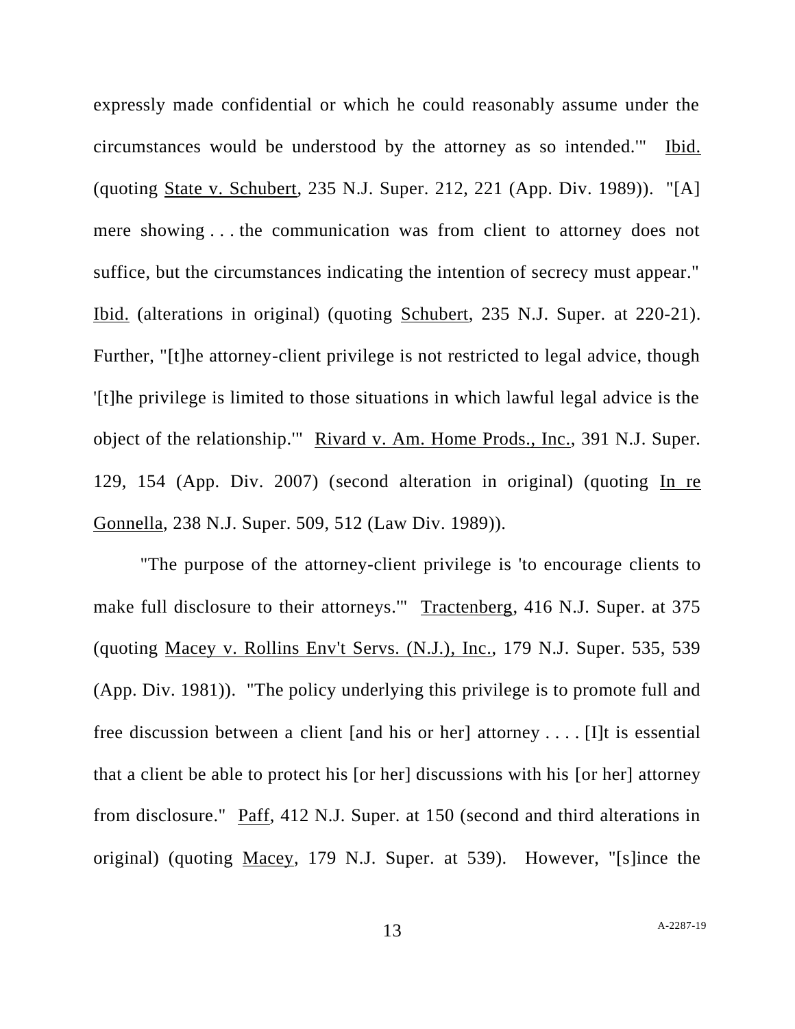expressly made confidential or which he could reasonably assume under the circumstances would be understood by the attorney as so intended.'" Ibid. (quoting State v. Schubert, 235 N.J. Super. 212, 221 (App. Div. 1989)). "[A] mere showing . . . the communication was from client to attorney does not suffice, but the circumstances indicating the intention of secrecy must appear." Ibid. (alterations in original) (quoting Schubert, 235 N.J. Super. at 220-21). Further, "[t]he attorney-client privilege is not restricted to legal advice, though '[t]he privilege is limited to those situations in which lawful legal advice is the object of the relationship.'" Rivard v. Am. Home Prods., Inc., 391 N.J. Super. 129, 154 (App. Div. 2007) (second alteration in original) (quoting In re Gonnella, 238 N.J. Super. 509, 512 (Law Div. 1989)).

"The purpose of the attorney-client privilege is 'to encourage clients to make full disclosure to their attorneys.'" Tractenberg, 416 N.J. Super. at 375 (quoting Macey v. Rollins Env't Servs. (N.J.), Inc., 179 N.J. Super. 535, 539 (App. Div. 1981)). "The policy underlying this privilege is to promote full and free discussion between a client [and his or her] attorney . . . . [I]t is essential that a client be able to protect his [or her] discussions with his [or her] attorney from disclosure." Paff, 412 N.J. Super. at 150 (second and third alterations in original) (quoting Macey, 179 N.J. Super. at 539). However, "[s]ince the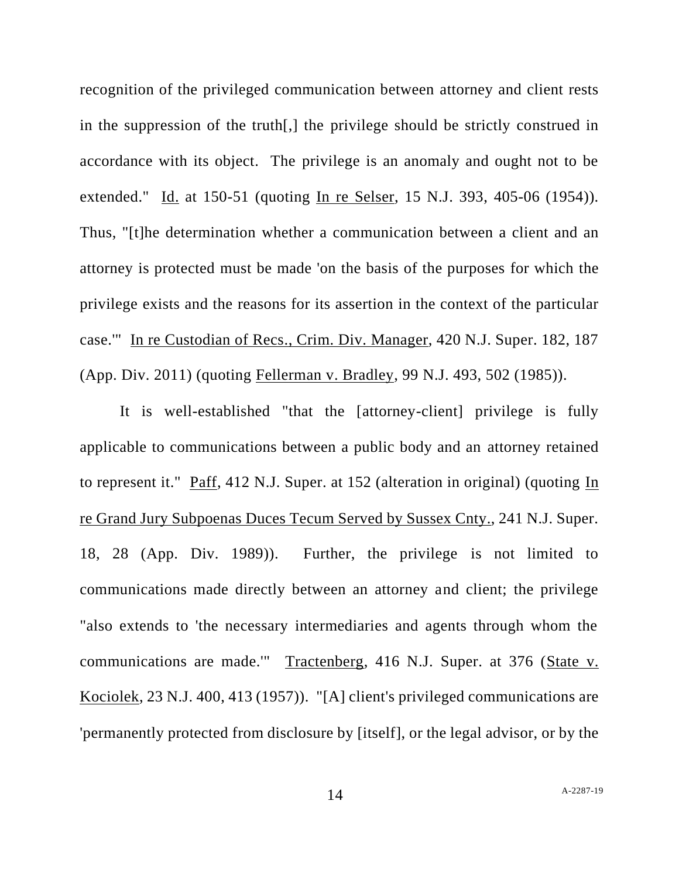recognition of the privileged communication between attorney and client rests in the suppression of the truth[,] the privilege should be strictly construed in accordance with its object. The privilege is an anomaly and ought not to be extended." Id. at 150-51 (quoting In re Selser, 15 N.J. 393, 405-06 (1954)). Thus, "[t]he determination whether a communication between a client and an attorney is protected must be made 'on the basis of the purposes for which the privilege exists and the reasons for its assertion in the context of the particular case.'" In re Custodian of Recs., Crim. Div. Manager, 420 N.J. Super. 182, 187 (App. Div. 2011) (quoting Fellerman v. Bradley, 99 N.J. 493, 502 (1985)).

It is well-established "that the [attorney-client] privilege is fully applicable to communications between a public body and an attorney retained to represent it." Paff, 412 N.J. Super. at 152 (alteration in original) (quoting In re Grand Jury Subpoenas Duces Tecum Served by Sussex Cnty., 241 N.J. Super. 18, 28 (App. Div. 1989)). Further, the privilege is not limited to communications made directly between an attorney and client; the privilege "also extends to 'the necessary intermediaries and agents through whom the communications are made.'" Tractenberg, 416 N.J. Super. at 376 (State v. Kociolek, 23 N.J. 400, 413 (1957)). "[A] client's privileged communications are 'permanently protected from disclosure by [itself], or the legal advisor, or by the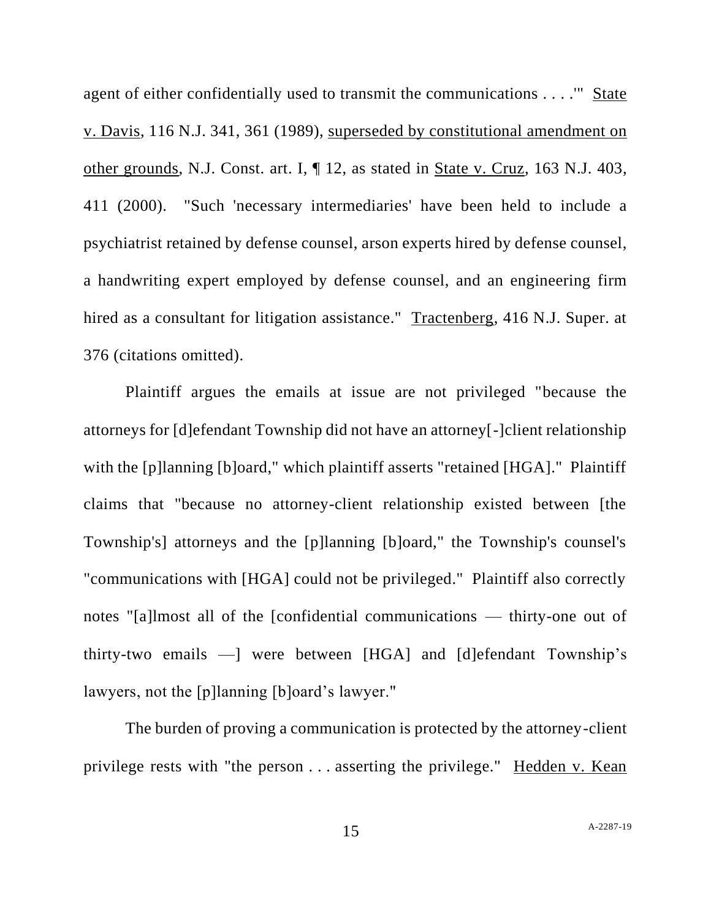agent of either confidentially used to transmit the communications . . . .'" State v. Davis, 116 N.J. 341, 361 (1989), superseded by constitutional amendment on other grounds, N.J. Const. art. I, ¶ 12, as stated in State v. Cruz, 163 N.J. 403, 411 (2000). "Such 'necessary intermediaries' have been held to include a psychiatrist retained by defense counsel, arson experts hired by defense counsel, a handwriting expert employed by defense counsel, and an engineering firm hired as a consultant for litigation assistance." Tractenberg, 416 N.J. Super. at 376 (citations omitted).

Plaintiff argues the emails at issue are not privileged "because the attorneys for [d]efendant Township did not have an attorney[-]client relationship with the [p]lanning [b]oard," which plaintiff asserts "retained [HGA]." Plaintiff claims that "because no attorney-client relationship existed between [the Township's] attorneys and the [p]lanning [b]oard," the Township's counsel's "communications with [HGA] could not be privileged." Plaintiff also correctly notes "[a]lmost all of the [confidential communications — thirty-one out of thirty-two emails —] were between [HGA] and [d]efendant Township's lawyers, not the [p]lanning [b]oard's lawyer."

The burden of proving a communication is protected by the attorney-client privilege rests with "the person . . . asserting the privilege." Hedden v. Kean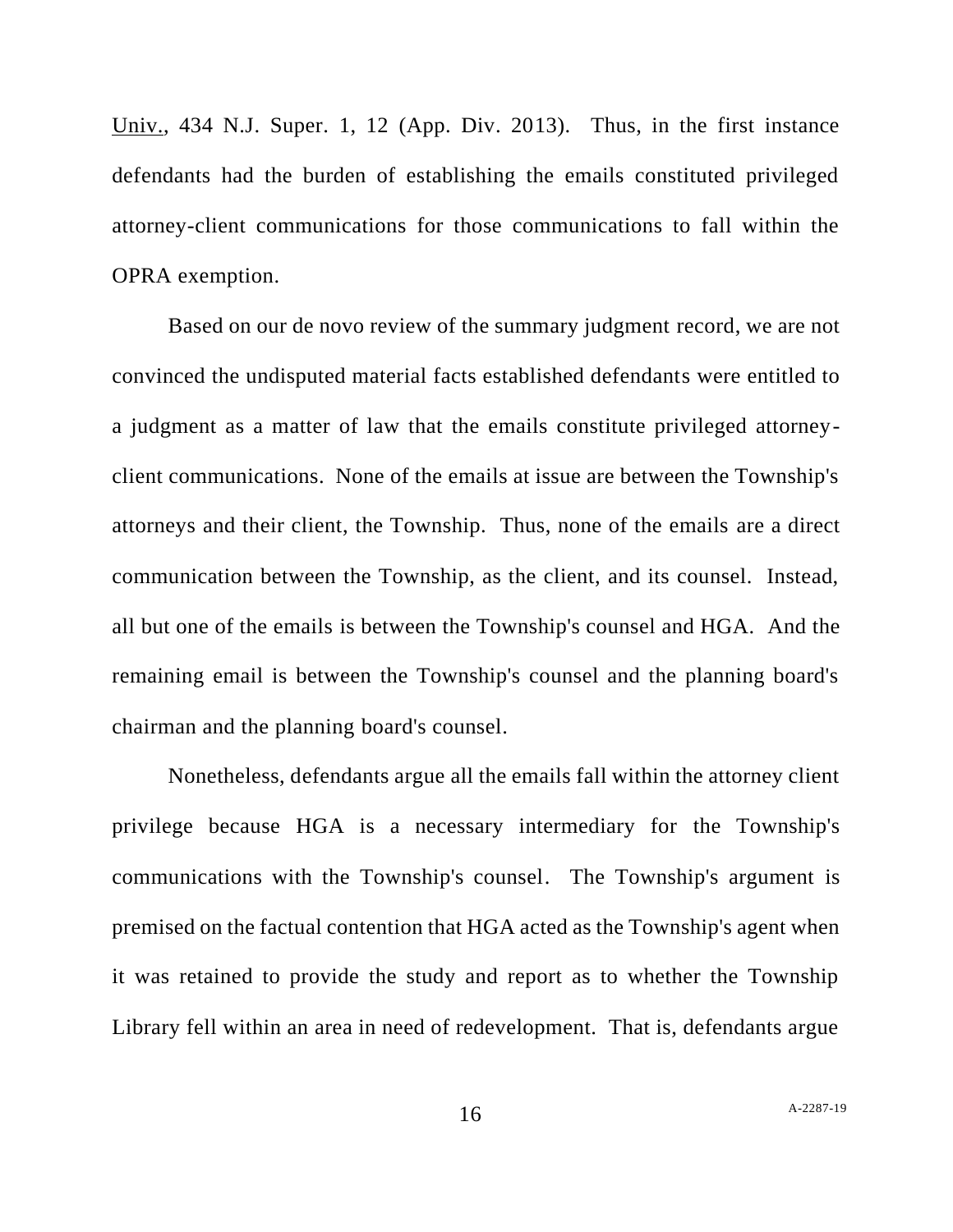Univ., 434 N.J. Super. 1, 12 (App. Div. 2013). Thus, in the first instance defendants had the burden of establishing the emails constituted privileged attorney-client communications for those communications to fall within the OPRA exemption.

Based on our de novo review of the summary judgment record, we are not convinced the undisputed material facts established defendants were entitled to a judgment as a matter of law that the emails constitute privileged attorney-client communications. None of the emails at issue are between the Township's attorneys and their client, the Township. Thus, none of the emails are a direct communication between the Township, as the client, and its counsel. Instead, all but one of the emails is between the Township's counsel and HGA. And the remaining email is between the Township's counsel and the planning board's chairman and the planning board's counsel.

Nonetheless, defendants argue all the emails fall within the attorney client privilege because HGA is a necessary intermediary for the Township's communications with the Township's counsel. The Township's argument is premised on the factual contention that HGA acted as the Township's agent when it was retained to provide the study and report as to whether the Township Library fell within an area in need of redevelopment. That is, defendants argue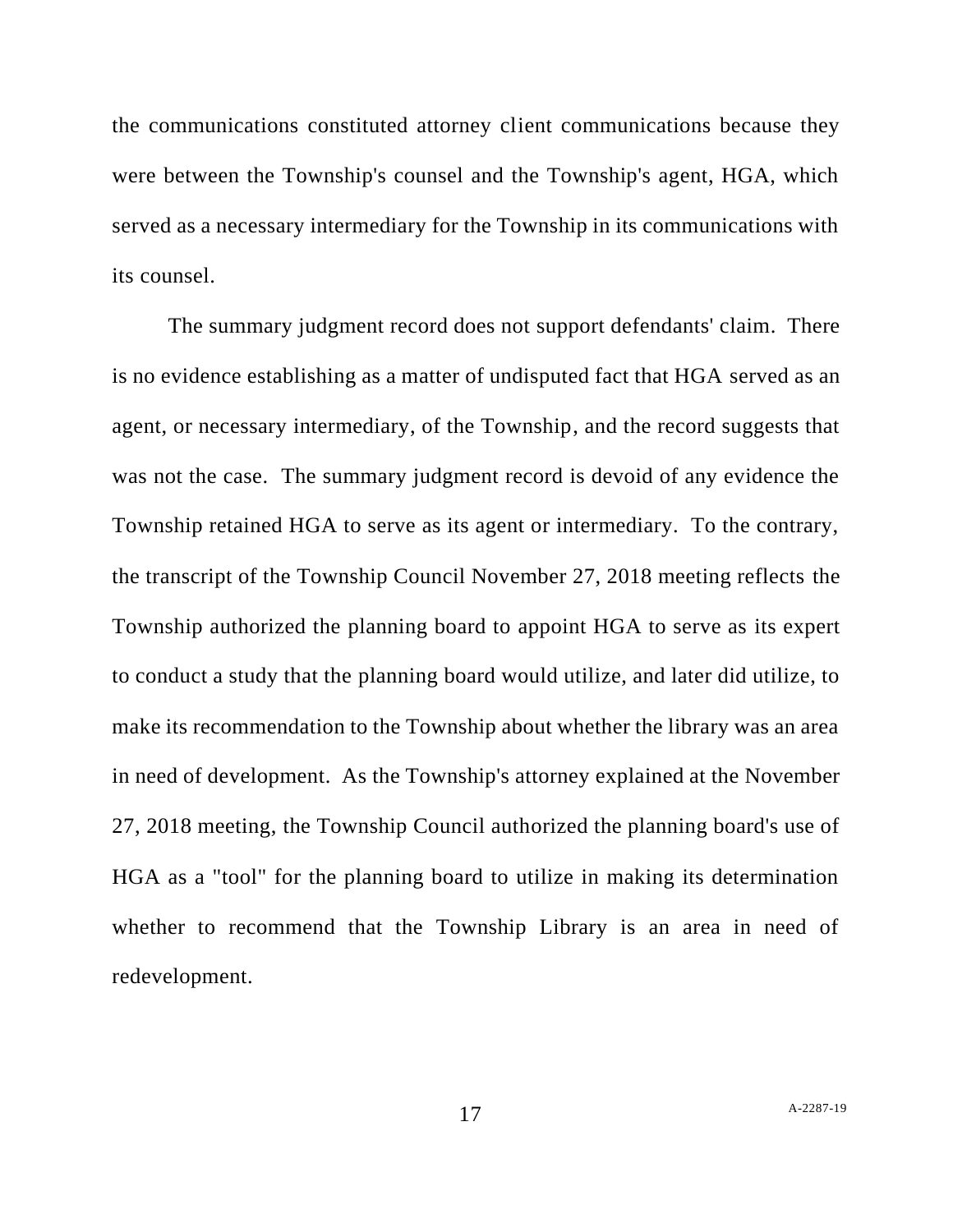the communications constituted attorney client communications because they were between the Township's counsel and the Township's agent, HGA, which served as a necessary intermediary for the Township in its communications with its counsel.

The summary judgment record does not support defendants' claim. There is no evidence establishing as a matter of undisputed fact that HGA served as an agent, or necessary intermediary, of the Township, and the record suggests that was not the case. The summary judgment record is devoid of any evidence the Township retained HGA to serve as its agent or intermediary. To the contrary, the transcript of the Township Council November 27, 2018 meeting reflects the Township authorized the planning board to appoint HGA to serve as its expert to conduct a study that the planning board would utilize, and later did utilize, to make its recommendation to the Township about whether the library was an area in need of development. As the Township's attorney explained at the November 27, 2018 meeting, the Township Council authorized the planning board's use of HGA as a "tool" for the planning board to utilize in making its determination whether to recommend that the Township Library is an area in need of redevelopment.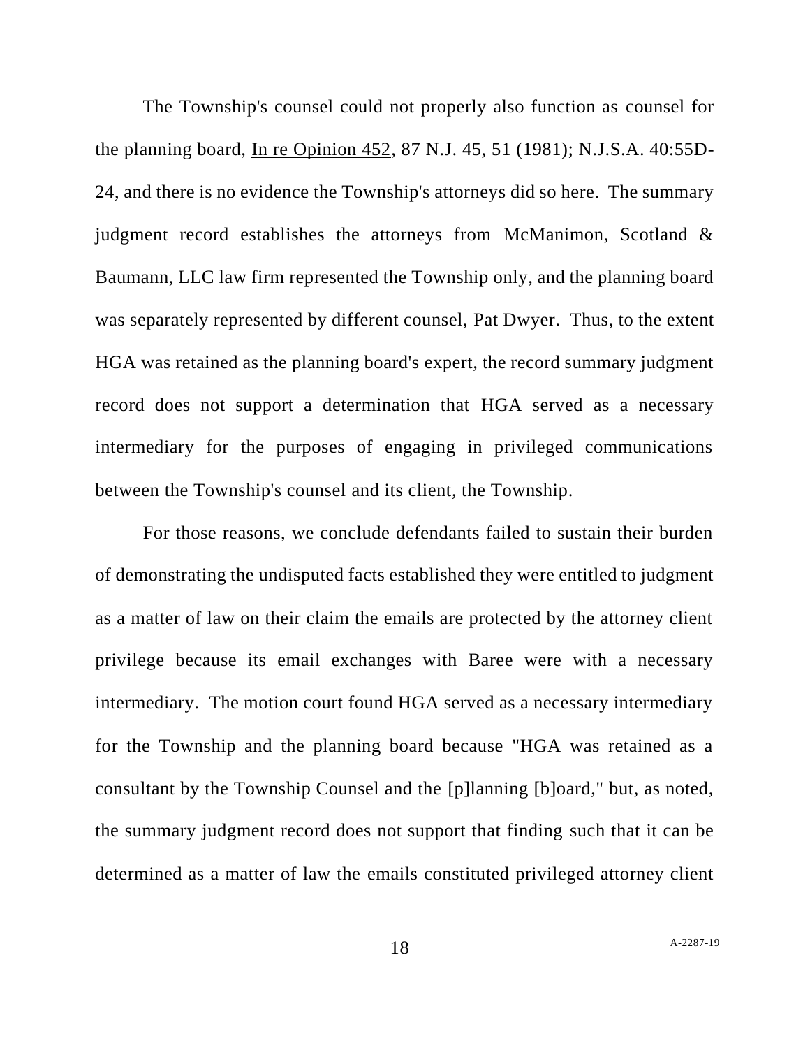The Township's counsel could not properly also function as counsel for the planning board, In re Opinion 452, 87 N.J. 45, 51 (1981); N.J.S.A. 40:55D-24, and there is no evidence the Township's attorneys did so here. The summary judgment record establishes the attorneys from McManimon, Scotland & Baumann, LLC law firm represented the Township only, and the planning board was separately represented by different counsel, Pat Dwyer. Thus, to the extent HGA was retained as the planning board's expert, the record summary judgment record does not support a determination that HGA served as a necessary intermediary for the purposes of engaging in privileged communications between the Township's counsel and its client, the Township.

For those reasons, we conclude defendants failed to sustain their burden of demonstrating the undisputed facts established they were entitled to judgment as a matter of law on their claim the emails are protected by the attorney client privilege because its email exchanges with Baree were with a necessary intermediary. The motion court found HGA served as a necessary intermediary for the Township and the planning board because "HGA was retained as a consultant by the Township Counsel and the [p]lanning [b]oard," but, as noted, the summary judgment record does not support that finding such that it can be determined as a matter of law the emails constituted privileged attorney client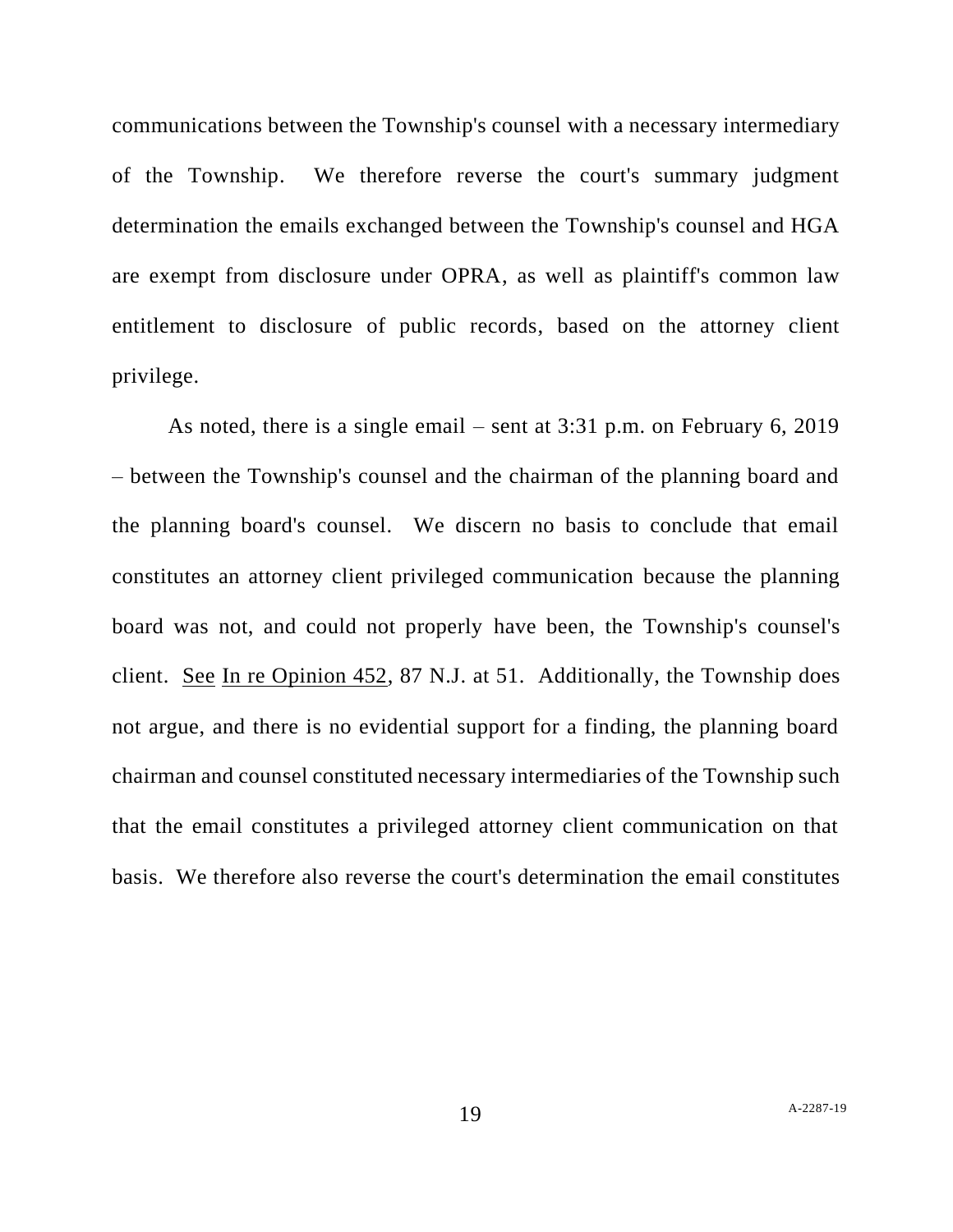communications between the Township's counsel with a necessary intermediary of the Township. We therefore reverse the court's summary judgment determination the emails exchanged between the Township's counsel and HGA are exempt from disclosure under OPRA, as well as plaintiff's common law entitlement to disclosure of public records, based on the attorney client privilege.

As noted, there is a single email – sent at 3:31 p.m. on February 6, 2019 – between the Township's counsel and the chairman of the planning board and the planning board's counsel. We discern no basis to conclude that email constitutes an attorney client privileged communication because the planning board was not, and could not properly have been, the Township's counsel's client. See In re Opinion 452, 87 N.J. at 51. Additionally, the Township does not argue, and there is no evidential support for a finding, the planning board chairman and counsel constituted necessary intermediaries of the Township such that the email constitutes a privileged attorney client communication on that basis. We therefore also reverse the court's determination the email constitutes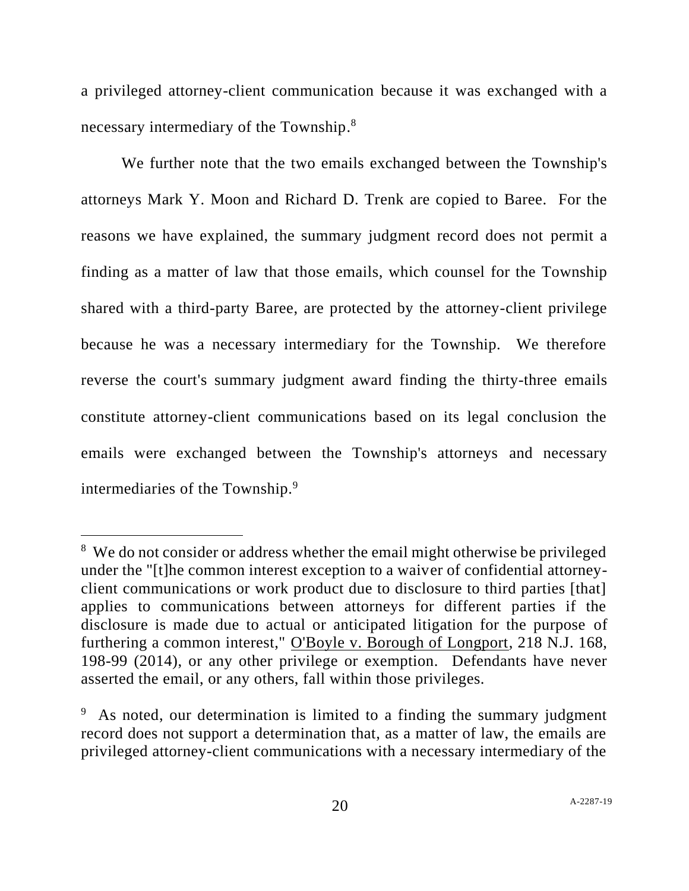a privileged attorney-client communication because it was exchanged with a necessary intermediary of the Township.[8]

We further note that the two emails exchanged between the Township's attorneys Mark Y. Moon and Richard D. Trenk are copied to Baree. For the reasons we have explained, the summary judgment record does not permit a finding as a matter of law that those emails, which counsel for the Township shared with a third-party Baree, are protected by the attorney-client privilege because he was a necessary intermediary for the Township. We therefore reverse the court's summary judgment award finding the thirty-three emails constitute attorney-client communications based on its legal conclusion the emails were exchanged between the Township's attorneys and necessary intermediaries of the Township.[9]

---

[8] We do not consider or address whether the email might otherwise be privileged under the "[t]he common interest exception to a waiver of confidential attorney-client communications or work product due to disclosure to third parties [that] applies to communications between attorneys for different parties if the disclosure is made due to actual or anticipated litigation for the purpose of furthering a common interest," <u>O'Boyle v. Borough of Longport</u>, 218 N.J. 168, 198-99 (2014), or any other privilege or exemption. Defendants have never asserted the email, or any others, fall within those privileges.

[9] As noted, our determination is limited to a finding the summary judgment record does not support a determination that, as a matter of law, the emails are privileged attorney-client communications with a necessary intermediary of the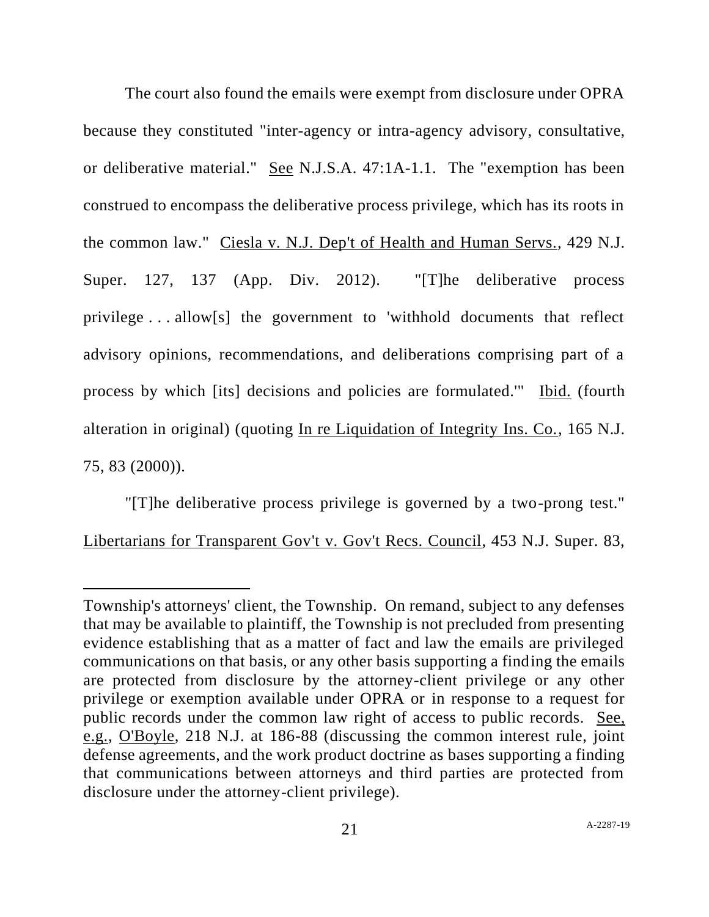The court also found the emails were exempt from disclosure under OPRA because they constituted "inter-agency or intra-agency advisory, consultative, or deliberative material." See N.J.S.A. 47:1A-1.1. The "exemption has been construed to encompass the deliberative process privilege, which has its roots in the common law." Ciesla v. N.J. Dep't of Health and Human Servs., 429 N.J. Super. 127, 137 (App. Div. 2012). "[T]he deliberative process privilege . . . allow[s] the government to 'withhold documents that reflect advisory opinions, recommendations, and deliberations comprising part of a process by which [its] decisions and policies are formulated.'" Ibid. (fourth alteration in original) (quoting In re Liquidation of Integrity Ins. Co., 165 N.J. 75, 83 (2000)).

"[T]he deliberative process privilege is governed by a two-prong test." Libertarians for Transparent Gov't v. Gov't Recs. Council, 453 N.J. Super. 83,

---

Township's attorneys' client, the Township. On remand, subject to any defenses that may be available to plaintiff, the Township is not precluded from presenting evidence establishing that as a matter of fact and law the emails are privileged communications on that basis, or any other basis supporting a finding the emails are protected from disclosure by the attorney-client privilege or any other privilege or exemption available under OPRA or in response to a request for public records under the common law right of access to public records. See, e.g., O'Boyle, 218 N.J. at 186-88 (discussing the common interest rule, joint defense agreements, and the work product doctrine as bases supporting a finding that communications between attorneys and third parties are protected from disclosure under the attorney-client privilege).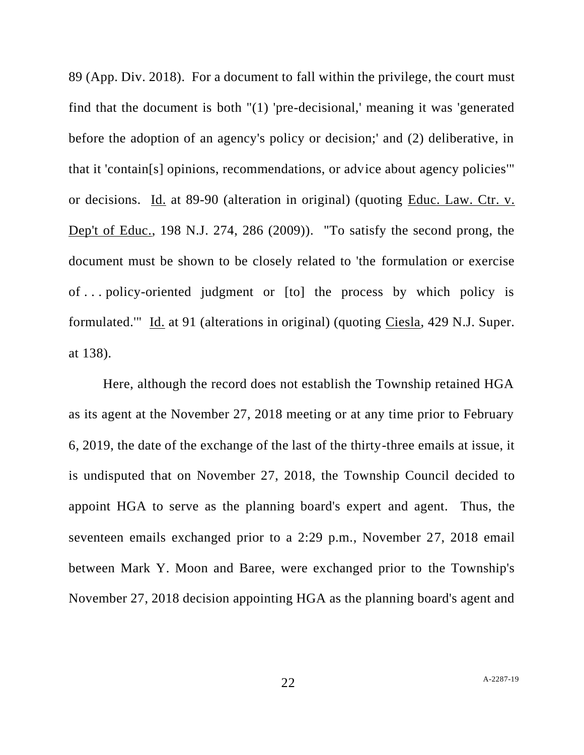89 (App. Div. 2018). For a document to fall within the privilege, the court must find that the document is both "(1) 'pre-decisional,' meaning it was 'generated before the adoption of an agency's policy or decision;' and (2) deliberative, in that it 'contain[s] opinions, recommendations, or advice about agency policies'" or decisions. Id. at 89-90 (alteration in original) (quoting Educ. Law. Ctr. v. Dep't of Educ., 198 N.J. 274, 286 (2009)). "To satisfy the second prong, the document must be shown to be closely related to 'the formulation or exercise of . . . policy-oriented judgment or [to] the process by which policy is formulated.'" Id. at 91 (alterations in original) (quoting Ciesla, 429 N.J. Super. at 138).

Here, although the record does not establish the Township retained HGA as its agent at the November 27, 2018 meeting or at any time prior to February 6, 2019, the date of the exchange of the last of the thirty-three emails at issue, it is undisputed that on November 27, 2018, the Township Council decided to appoint HGA to serve as the planning board's expert and agent. Thus, the seventeen emails exchanged prior to a 2:29 p.m., November 27, 2018 email between Mark Y. Moon and Baree, were exchanged prior to the Township's November 27, 2018 decision appointing HGA as the planning board's agent and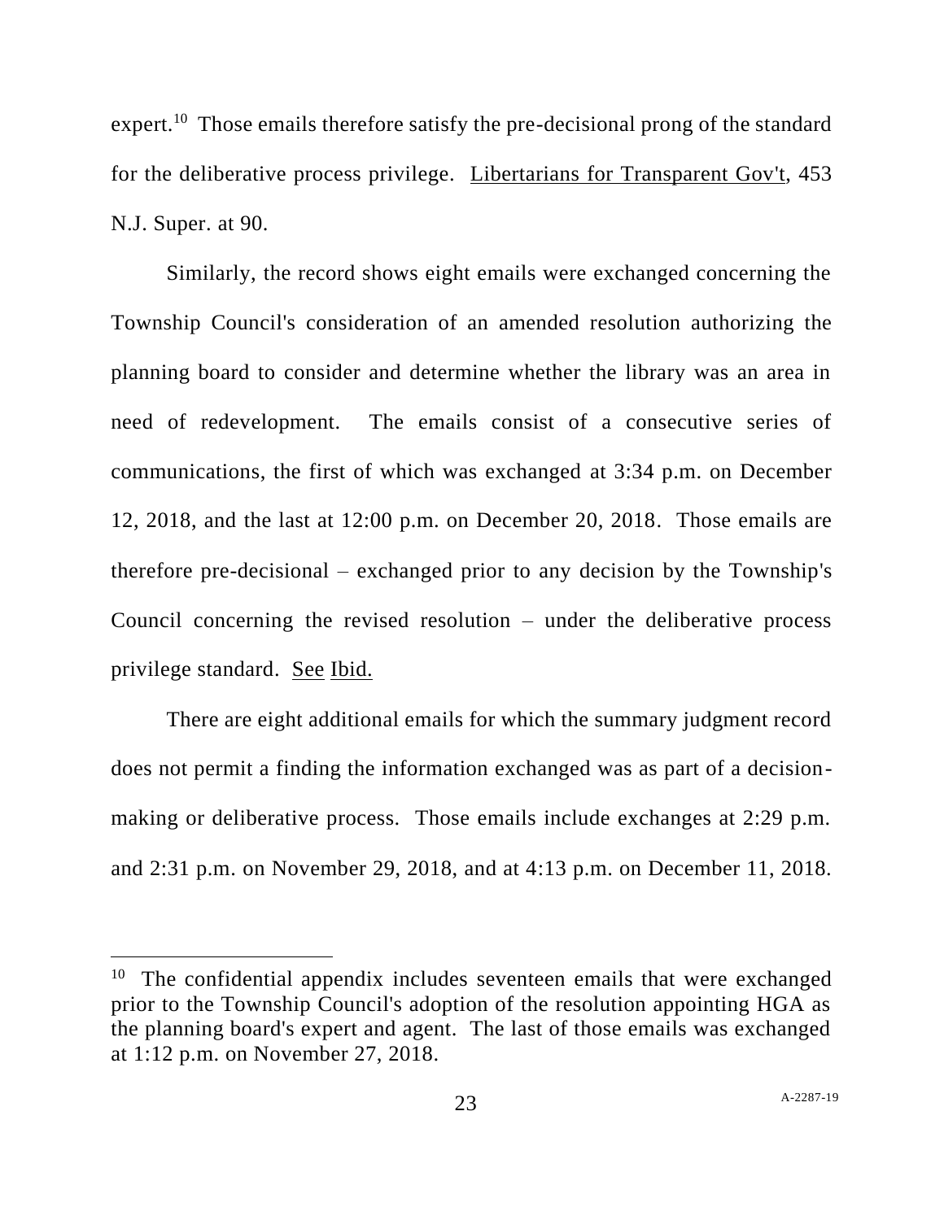expert.[10] Those emails therefore satisfy the pre-decisional prong of the standard for the deliberative process privilege. Libertarians for Transparent Gov't, 453 N.J. Super. at 90.

Similarly, the record shows eight emails were exchanged concerning the Township Council's consideration of an amended resolution authorizing the planning board to consider and determine whether the library was an area in need of redevelopment. The emails consist of a consecutive series of communications, the first of which was exchanged at 3:34 p.m. on December 12, 2018, and the last at 12:00 p.m. on December 20, 2018. Those emails are therefore pre-decisional – exchanged prior to any decision by the Township's Council concerning the revised resolution – under the deliberative process privilege standard. See Ibid.

There are eight additional emails for which the summary judgment record does not permit a finding the information exchanged was as part of a decision-making or deliberative process. Those emails include exchanges at 2:29 p.m. and 2:31 p.m. on November 29, 2018, and at 4:13 p.m. on December 11, 2018.

---

[10] The confidential appendix includes seventeen emails that were exchanged prior to the Township Council's adoption of the resolution appointing HGA as the planning board's expert and agent. The last of those emails was exchanged at 1:12 p.m. on November 27, 2018.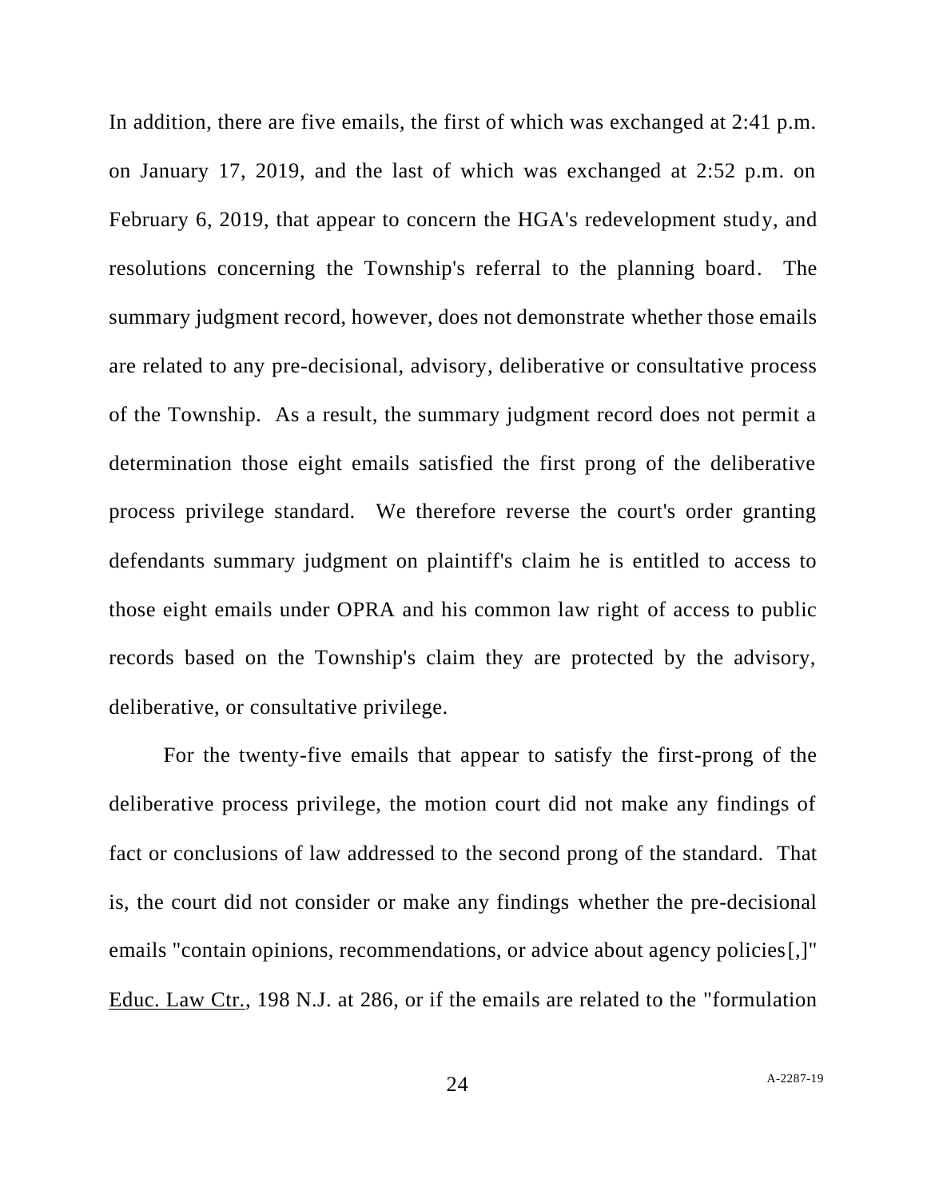In addition, there are five emails, the first of which was exchanged at 2:41 p.m. on January 17, 2019, and the last of which was exchanged at 2:52 p.m. on February 6, 2019, that appear to concern the HGA's redevelopment study, and resolutions concerning the Township's referral to the planning board. The summary judgment record, however, does not demonstrate whether those emails are related to any pre-decisional, advisory, deliberative or consultative process of the Township. As a result, the summary judgment record does not permit a determination those eight emails satisfied the first prong of the deliberative process privilege standard. We therefore reverse the court's order granting defendants summary judgment on plaintiff's claim he is entitled to access to those eight emails under OPRA and his common law right of access to public records based on the Township's claim they are protected by the advisory, deliberative, or consultative privilege.

For the twenty-five emails that appear to satisfy the first-prong of the deliberative process privilege, the motion court did not make any findings of fact or conclusions of law addressed to the second prong of the standard. That is, the court did not consider or make any findings whether the pre-decisional emails "contain opinions, recommendations, or advice about agency policies[,]" Educ. Law Ctr., 198 N.J. at 286, or if the emails are related to the "formulation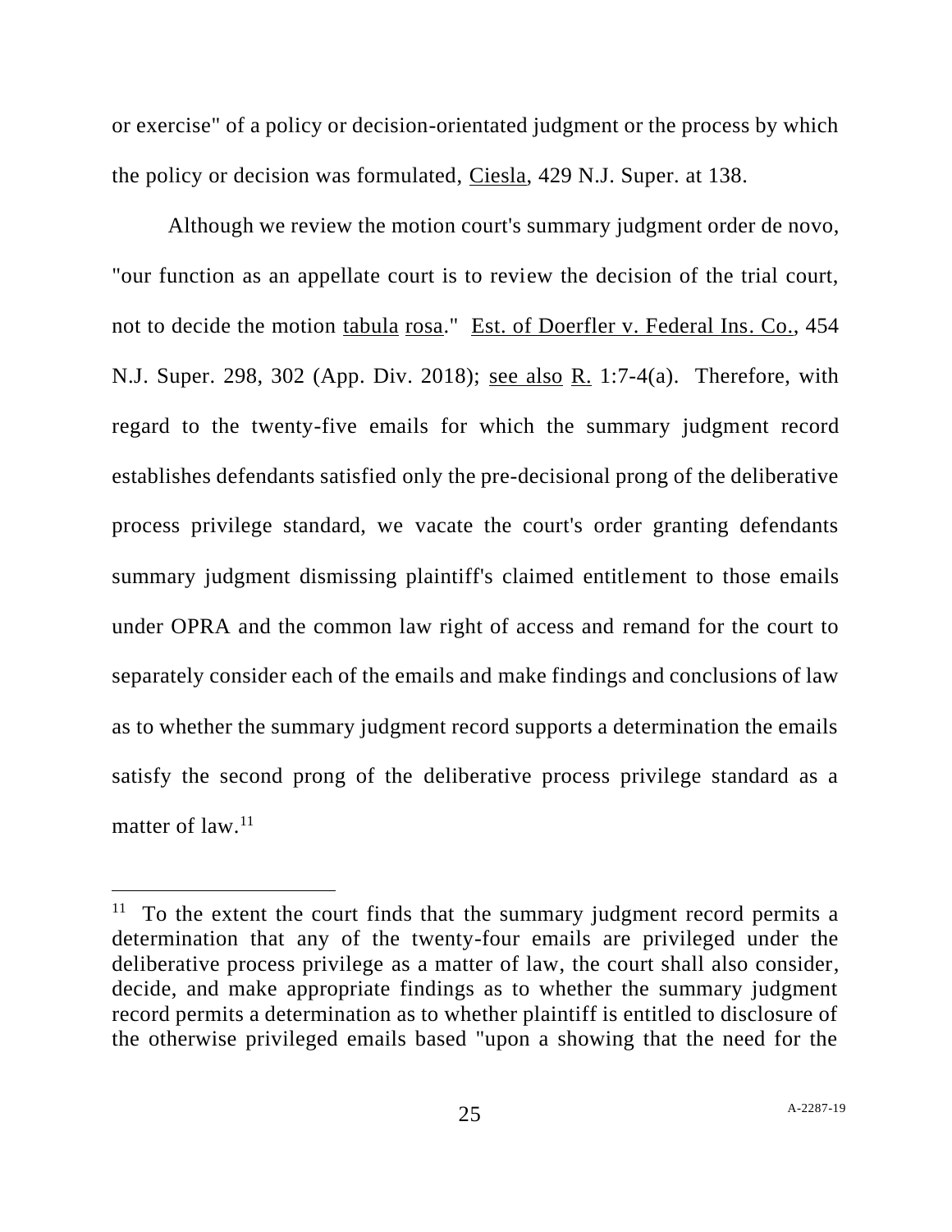or exercise" of a policy or decision-orientated judgment or the process by which the policy or decision was formulated, Ciesla, 429 N.J. Super. at 138.

Although we review the motion court's summary judgment order de novo, "our function as an appellate court is to review the decision of the trial court, not to decide the motion tabula rosa." Est. of Doerfler v. Federal Ins. Co., 454 N.J. Super. 298, 302 (App. Div. 2018); see also R. 1:7-4(a). Therefore, with regard to the twenty-five emails for which the summary judgment record establishes defendants satisfied only the pre-decisional prong of the deliberative process privilege standard, we vacate the court's order granting defendants summary judgment dismissing plaintiff's claimed entitlement to those emails under OPRA and the common law right of access and remand for the court to separately consider each of the emails and make findings and conclusions of law as to whether the summary judgment record supports a determination the emails satisfy the second prong of the deliberative process privilege standard as a matter of law.[11]

---

[11] To the extent the court finds that the summary judgment record permits a determination that any of the twenty-four emails are privileged under the deliberative process privilege as a matter of law, the court shall also consider, decide, and make appropriate findings as to whether the summary judgment record permits a determination as to whether plaintiff is entitled to disclosure of the otherwise privileged emails based "upon a showing that the need for the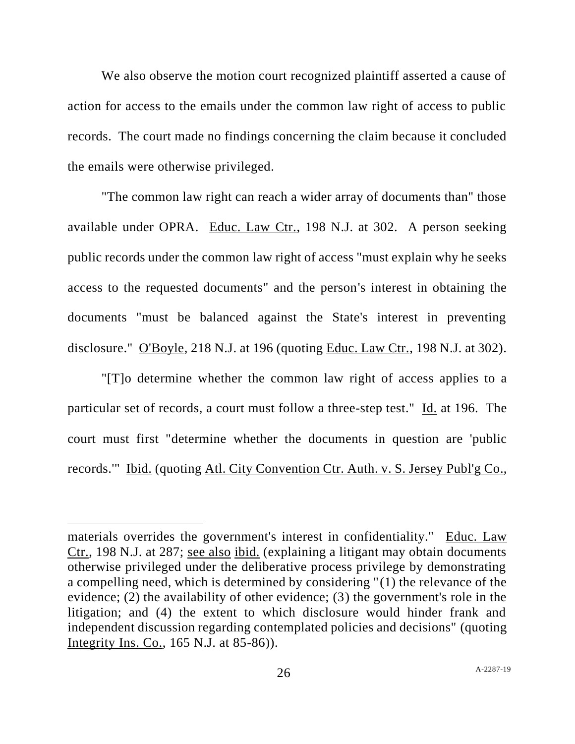We also observe the motion court recognized plaintiff asserted a cause of action for access to the emails under the common law right of access to public records. The court made no findings concerning the claim because it concluded the emails were otherwise privileged.

"The common law right can reach a wider array of documents than" those available under OPRA. Educ. Law Ctr., 198 N.J. at 302. A person seeking public records under the common law right of access "must explain why he seeks access to the requested documents" and the person's interest in obtaining the documents "must be balanced against the State's interest in preventing disclosure." O'Boyle, 218 N.J. at 196 (quoting Educ. Law Ctr., 198 N.J. at 302).

"[T]o determine whether the common law right of access applies to a particular set of records, a court must follow a three-step test." Id. at 196. The court must first "determine whether the documents in question are 'public records.'" Ibid. (quoting Atl. City Convention Ctr. Auth. v. S. Jersey Publ'g Co.,

---

materials overrides the government's interest in confidentiality." Educ. Law Ctr., 198 N.J. at 287; see also ibid. (explaining a litigant may obtain documents otherwise privileged under the deliberative process privilege by demonstrating a compelling need, which is determined by considering "(1) the relevance of the evidence; (2) the availability of other evidence; (3) the government's role in the litigation; and (4) the extent to which disclosure would hinder frank and independent discussion regarding contemplated policies and decisions" (quoting Integrity Ins. Co., 165 N.J. at 85-86)).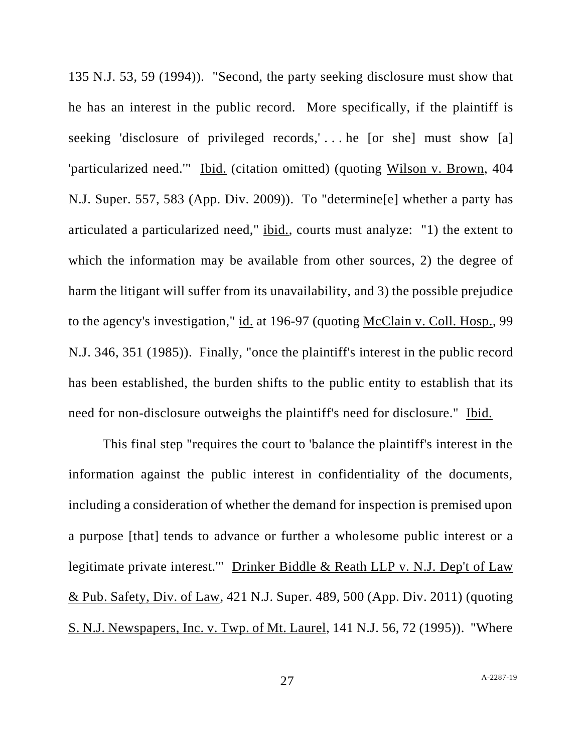135 N.J. 53, 59 (1994)). "Second, the party seeking disclosure must show that he has an interest in the public record. More specifically, if the plaintiff is seeking 'disclosure of privileged records,' . . . he [or she] must show [a] 'particularized need.'" Ibid. (citation omitted) (quoting Wilson v. Brown, 404 N.J. Super. 557, 583 (App. Div. 2009)). To "determine[e] whether a party has articulated a particularized need," ibid., courts must analyze: "1) the extent to which the information may be available from other sources, 2) the degree of harm the litigant will suffer from its unavailability, and 3) the possible prejudice to the agency's investigation," id. at 196-97 (quoting McClain v. Coll. Hosp., 99 N.J. 346, 351 (1985)). Finally, "once the plaintiff's interest in the public record has been established, the burden shifts to the public entity to establish that its need for non-disclosure outweighs the plaintiff's need for disclosure." Ibid.

This final step "requires the court to 'balance the plaintiff's interest in the information against the public interest in confidentiality of the documents, including a consideration of whether the demand for inspection is premised upon a purpose [that] tends to advance or further a wholesome public interest or a legitimate private interest.'" Drinker Biddle & Reath LLP v. N.J. Dep't of Law & Pub. Safety, Div. of Law, 421 N.J. Super. 489, 500 (App. Div. 2011) (quoting S. N.J. Newspapers, Inc. v. Twp. of Mt. Laurel, 141 N.J. 56, 72 (1995)). "Where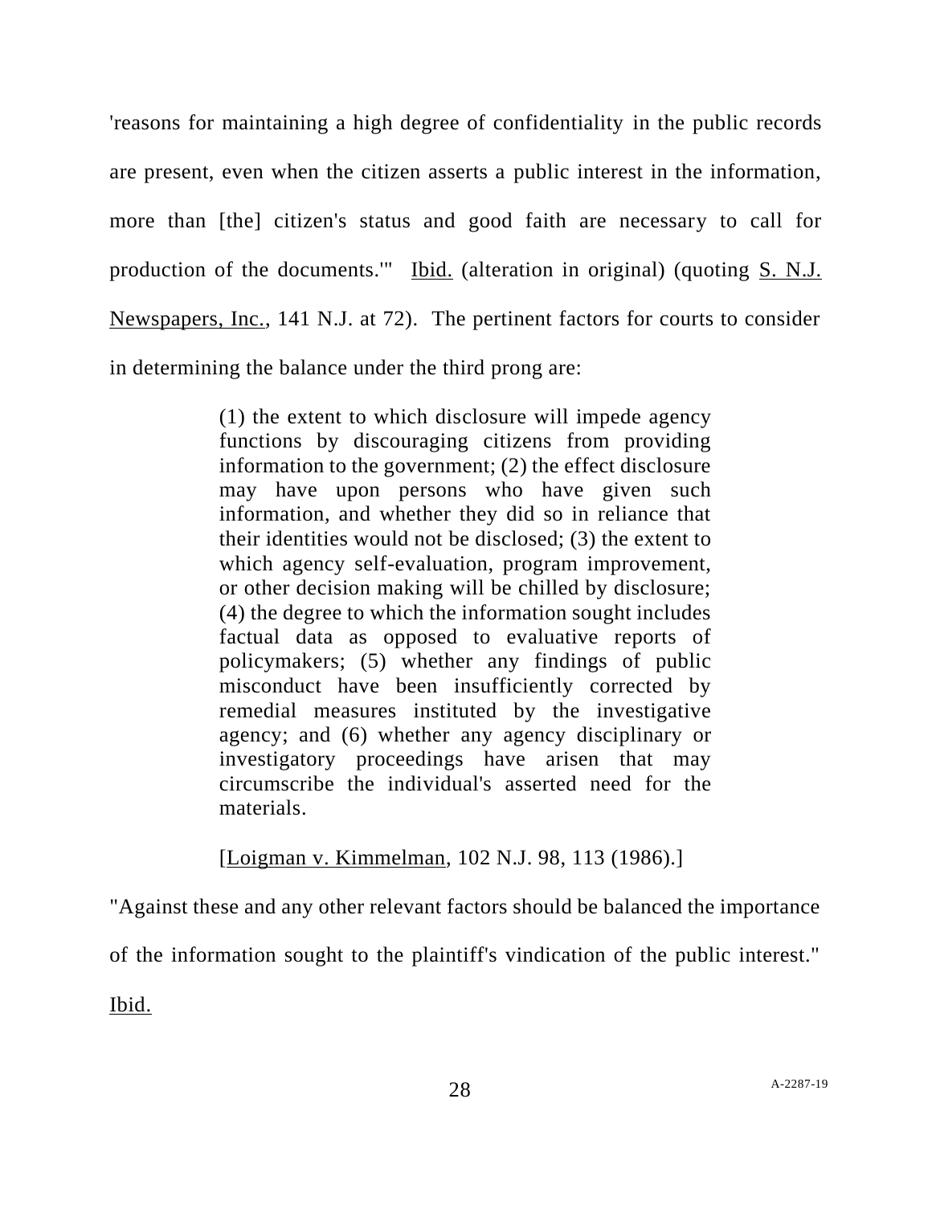'reasons for maintaining a high degree of confidentiality in the public records are present, even when the citizen asserts a public interest in the information, more than [the] citizen's status and good faith are necessary to call for production of the documents.'" Ibid. (alteration in original) (quoting S. N.J. Newspapers, Inc., 141 N.J. at 72). The pertinent factors for courts to consider in determining the balance under the third prong are:

> (1) the extent to which disclosure will impede agency functions by discouraging citizens from providing information to the government; (2) the effect disclosure may have upon persons who have given such information, and whether they did so in reliance that their identities would not be disclosed; (3) the extent to which agency self-evaluation, program improvement, or other decision making will be chilled by disclosure; (4) the degree to which the information sought includes factual data as opposed to evaluative reports of policymakers; (5) whether any findings of public misconduct have been insufficiently corrected by remedial measures instituted by the investigative agency; and (6) whether any agency disciplinary or investigatory proceedings have arisen that may circumscribe the individual's asserted need for the materials.
>
> [Loigman v. Kimmelman, 102 N.J. 98, 113 (1986).]

"Against these and any other relevant factors should be balanced the importance of the information sought to the plaintiff's vindication of the public interest." Ibid.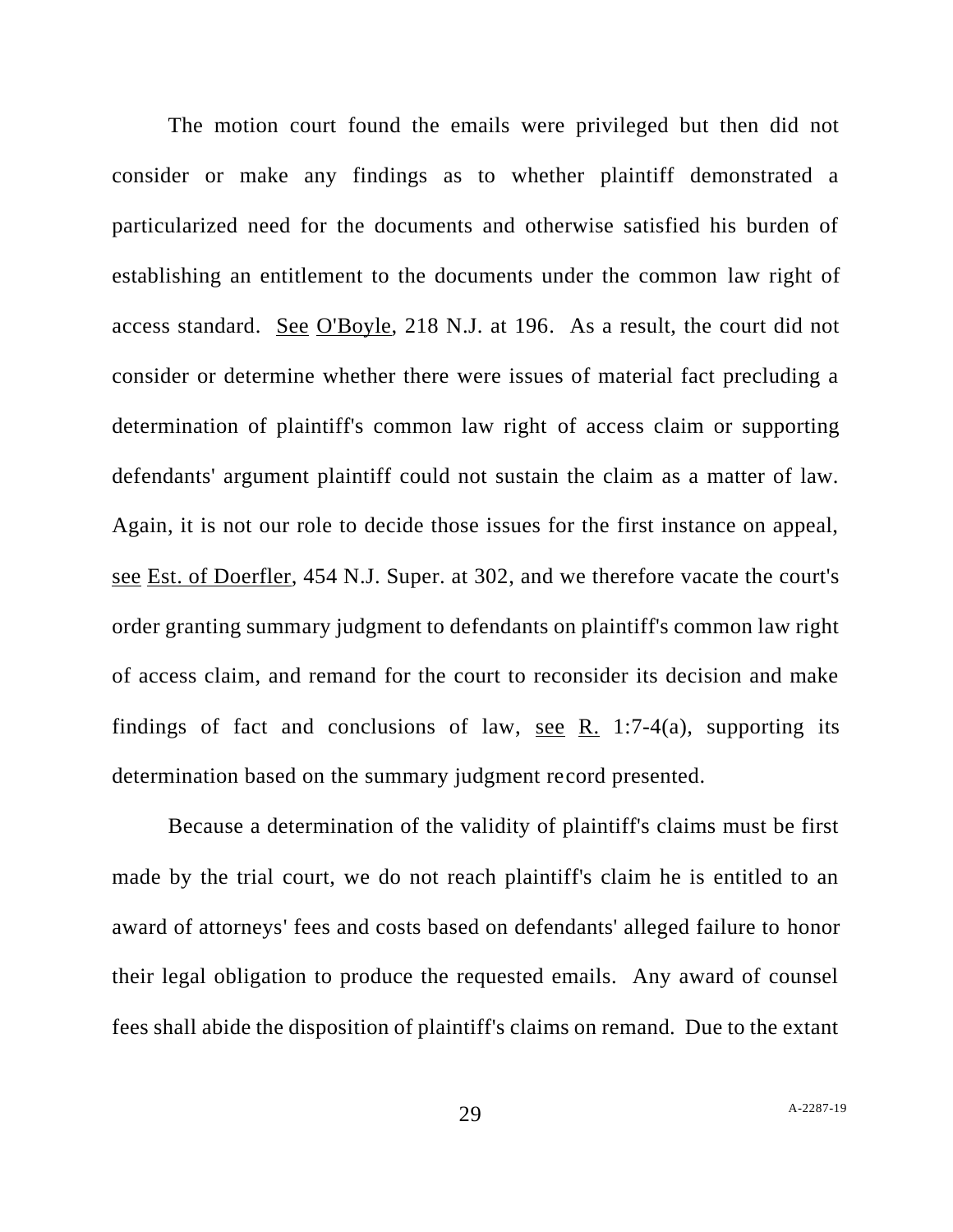The motion court found the emails were privileged but then did not consider or make any findings as to whether plaintiff demonstrated a particularized need for the documents and otherwise satisfied his burden of establishing an entitlement to the documents under the common law right of access standard. See O'Boyle, 218 N.J. at 196. As a result, the court did not consider or determine whether there were issues of material fact precluding a determination of plaintiff's common law right of access claim or supporting defendants' argument plaintiff could not sustain the claim as a matter of law. Again, it is not our role to decide those issues for the first instance on appeal, see Est. of Doerfler, 454 N.J. Super. at 302, and we therefore vacate the court's order granting summary judgment to defendants on plaintiff's common law right of access claim, and remand for the court to reconsider its decision and make findings of fact and conclusions of law, see R. 1:7-4(a), supporting its determination based on the summary judgment record presented.

Because a determination of the validity of plaintiff's claims must be first made by the trial court, we do not reach plaintiff's claim he is entitled to an award of attorneys' fees and costs based on defendants' alleged failure to honor their legal obligation to produce the requested emails. Any award of counsel fees shall abide the disposition of plaintiff's claims on remand. Due to the extant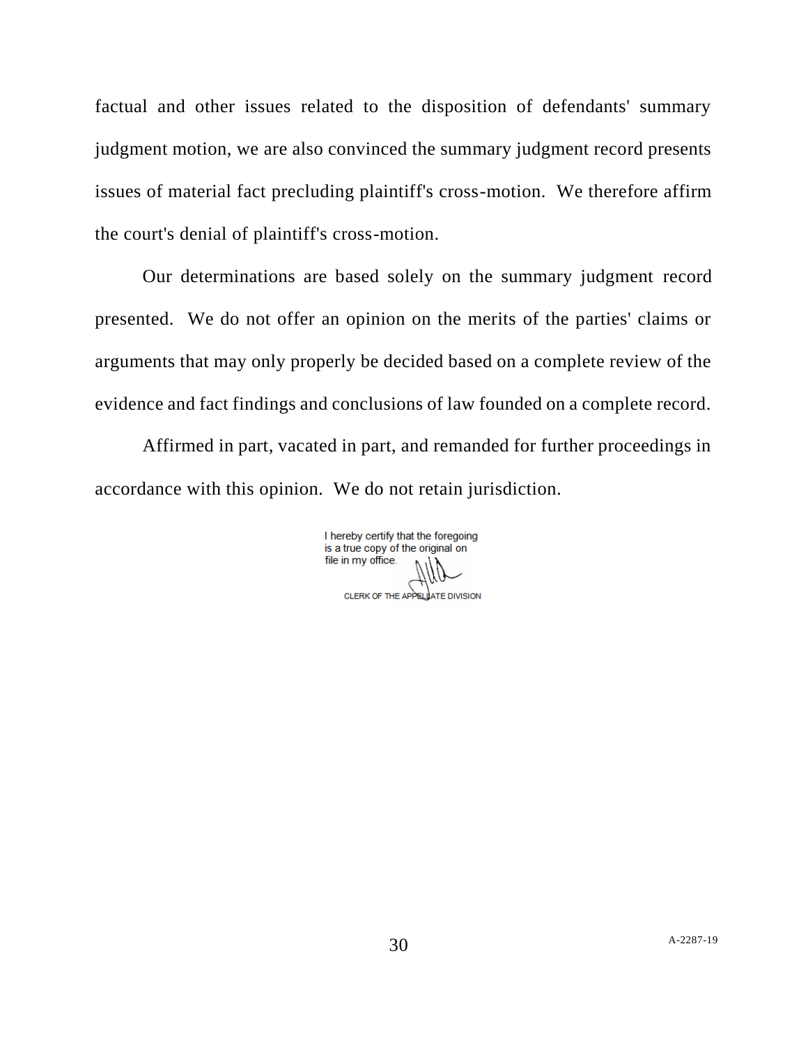factual and other issues related to the disposition of defendants' summary judgment motion, we are also convinced the summary judgment record presents issues of material fact precluding plaintiff's cross-motion. We therefore affirm the court's denial of plaintiff's cross-motion.

Our determinations are based solely on the summary judgment record presented. We do not offer an opinion on the merits of the parties' claims or arguments that may only properly be decided based on a complete review of the evidence and fact findings and conclusions of law founded on a complete record.

Affirmed in part, vacated in part, and remanded for further proceedings in accordance with this opinion. We do not retain jurisdiction.

I hereby certify that the foregoing is a true copy of the original on file in my office.

CLERK OF THE APPELLATE DIVISION